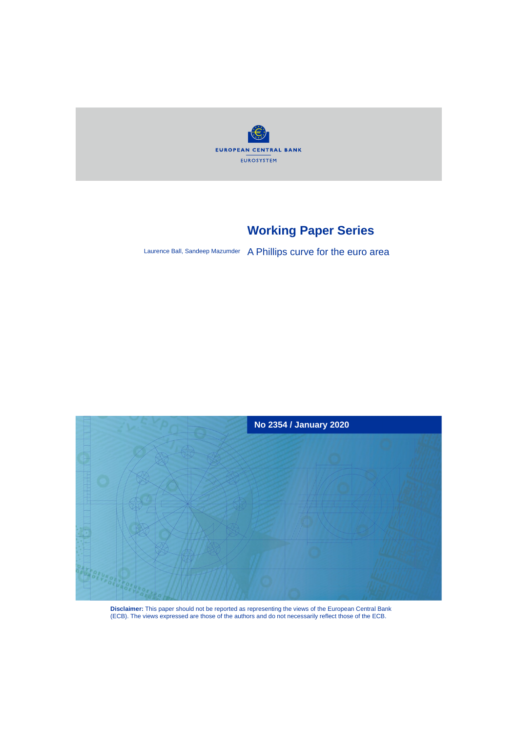EUROPEAN CENTRAL BANK

EUROSYSTEM

# Working Paper Series

Laurence Ball, Sandeep Mazumder

## A Phillips curve for the euro area

**No 2354 / January 2020**

**Disclaimer:** This paper should not be reported as representing the views of the European Central Bank (ECB). The views expressed are those of the authors and do not necessarily reflect those of the ECB.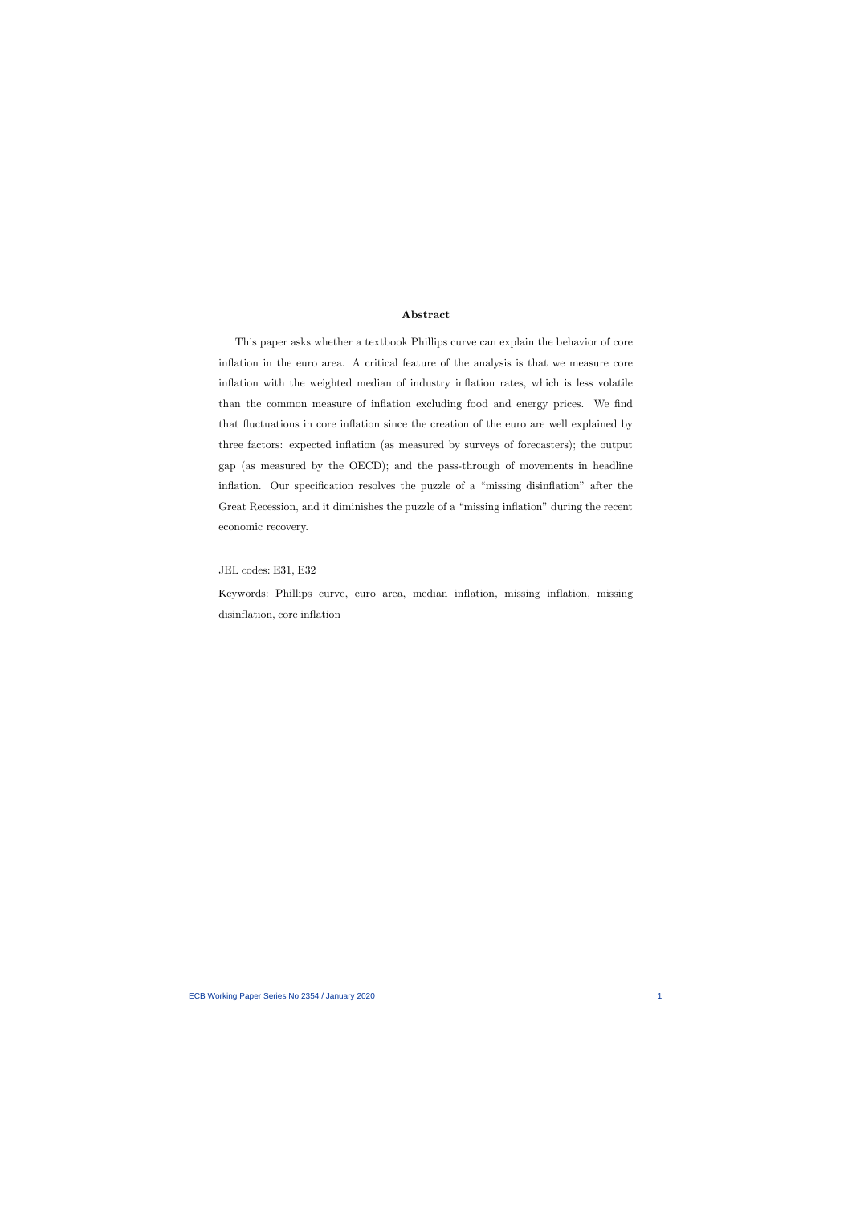## Abstract

This paper asks whether a textbook Phillips curve can explain the behavior of core inflation in the euro area. A critical feature of the analysis is that we measure core inflation with the weighted median of industry inflation rates, which is less volatile than the common measure of inflation excluding food and energy prices. We find that fluctuations in core inflation since the creation of the euro are well explained by three factors: expected inflation (as measured by surveys of forecasters); the output gap (as measured by the OECD); and the pass-through of movements in headline inflation. Our specification resolves the puzzle of a "missing disinflation" after the Great Recession, and it diminishes the puzzle of a "missing inflation" during the recent economic recovery.

JEL codes: E31, E32

Keywords: Phillips curve, euro area, median inflation, missing inflation, missing disinflation, core inflation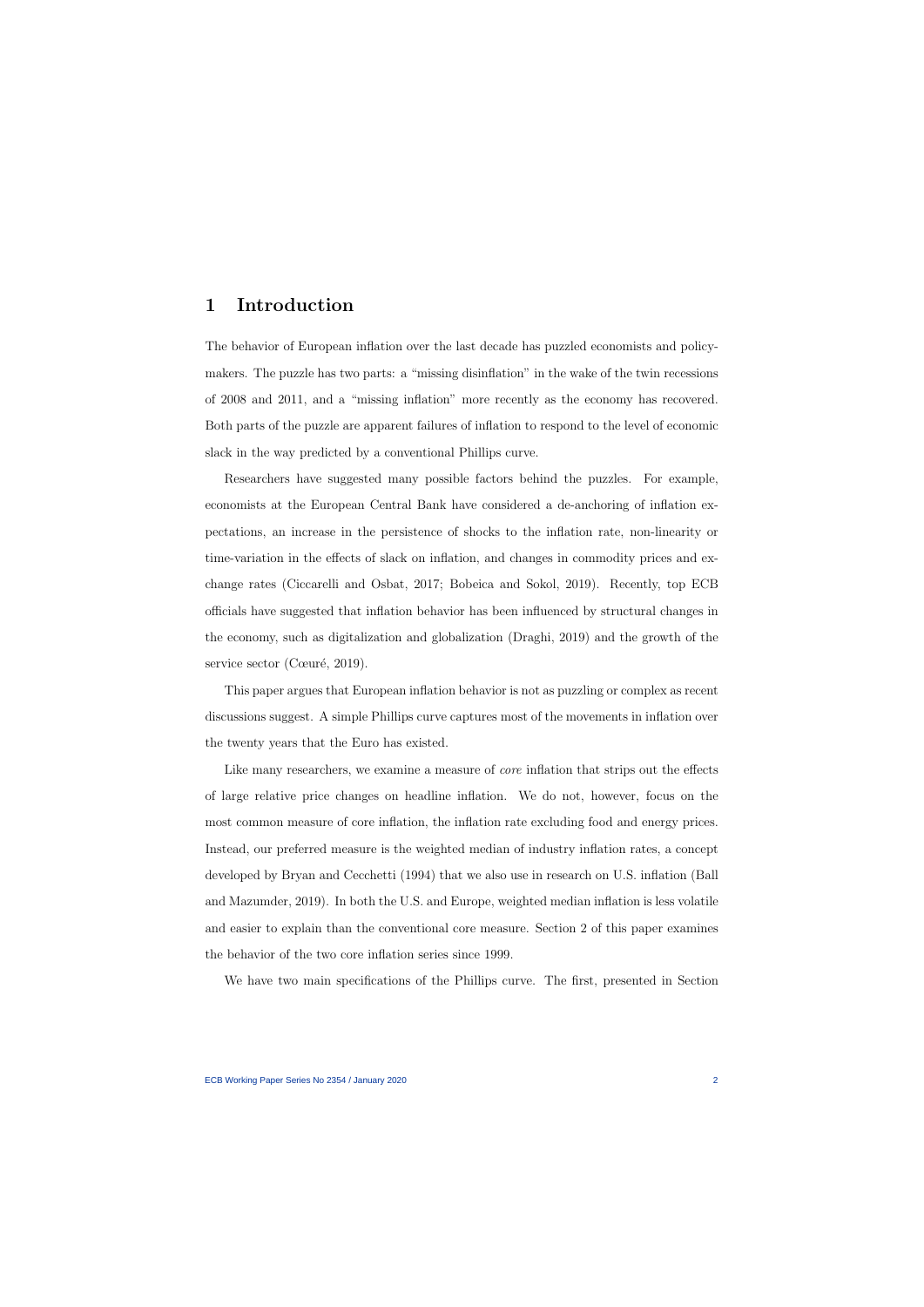# 1 Introduction

The behavior of European inflation over the last decade has puzzled economists and policymakers. The puzzle has two parts: a "missing disinflation" in the wake of the twin recessions of 2008 and 2011, and a "missing inflation" more recently as the economy has recovered. Both parts of the puzzle are apparent failures of inflation to respond to the level of economic slack in the way predicted by a conventional Phillips curve.

Researchers have suggested many possible factors behind the puzzles. For example, economists at the European Central Bank have considered a de-anchoring of inflation expectations, an increase in the persistence of shocks to the inflation rate, non-linearity or time-variation in the effects of slack on inflation, and changes in commodity prices and exchange rates (Ciccarelli and Osbat, 2017; Bobeica and Sokol, 2019). Recently, top ECB officials have suggested that inflation behavior has been influenced by structural changes in the economy, such as digitalization and globalization (Draghi, 2019) and the growth of the service sector (Cœuré, 2019).

This paper argues that European inflation behavior is not as puzzling or complex as recent discussions suggest. A simple Phillips curve captures most of the movements in inflation over the twenty years that the Euro has existed.

Like many researchers, we examine a measure of *core* inflation that strips out the effects of large relative price changes on headline inflation. We do not, however, focus on the most common measure of core inflation, the inflation rate excluding food and energy prices. Instead, our preferred measure is the weighted median of industry inflation rates, a concept developed by Bryan and Cecchetti (1994) that we also use in research on U.S. inflation (Ball and Mazumder, 2019). In both the U.S. and Europe, weighted median inflation is less volatile and easier to explain than the conventional core measure. Section 2 of this paper examines the behavior of the two core inflation series since 1999.

We have two main specifications of the Phillips curve. The first, presented in Section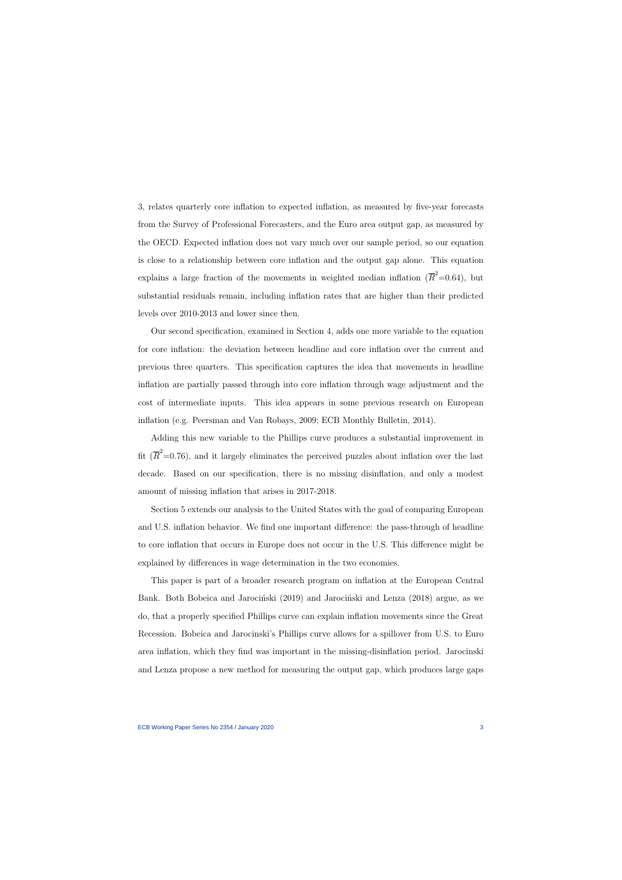3, relates quarterly core inflation to expected inflation, as measured by five-year forecasts from the Survey of Professional Forecasters, and the Euro area output gap, as measured by the OECD. Expected inflation does not vary much over our sample period, so our equation is close to a relationship between core inflation and the output gap alone. This equation explains a large fraction of the movements in weighted median inflation ($\overline{R}^2$=0.64), but substantial residuals remain, including inflation rates that are higher than their predicted levels over 2010-2013 and lower since then.

Our second specification, examined in Section 4, adds one more variable to the equation for core inflation: the deviation between headline and core inflation over the current and previous three quarters. This specification captures the idea that movements in headline inflation are partially passed through into core inflation through wage adjustment and the cost of intermediate inputs. This idea appears in some previous research on European inflation (e.g. Peersman and Van Robays, 2009; ECB Monthly Bulletin, 2014).

Adding this new variable to the Phillips curve produces a substantial improvement in fit ($\overline{R}^2$=0.76), and it largely eliminates the perceived puzzles about inflation over the last decade. Based on our specification, there is no missing disinflation, and only a modest amount of missing inflation that arises in 2017-2018.

Section 5 extends our analysis to the United States with the goal of comparing European and U.S. inflation behavior. We find one important difference: the pass-through of headline to core inflation that occurs in Europe does not occur in the U.S. This difference might be explained by differences in wage determination in the two economies.

This paper is part of a broader research program on inflation at the European Central Bank. Both Bobeica and Jarociński (2019) and Jarociński and Lenza (2018) argue, as we do, that a properly specified Phillips curve can explain inflation movements since the Great Recession. Bobeica and Jarocinski's Phillips curve allows for a spillover from U.S. to Euro area inflation, which they find was important in the missing-disinflation period. Jarocinski and Lenza propose a new method for measuring the output gap, which produces large gaps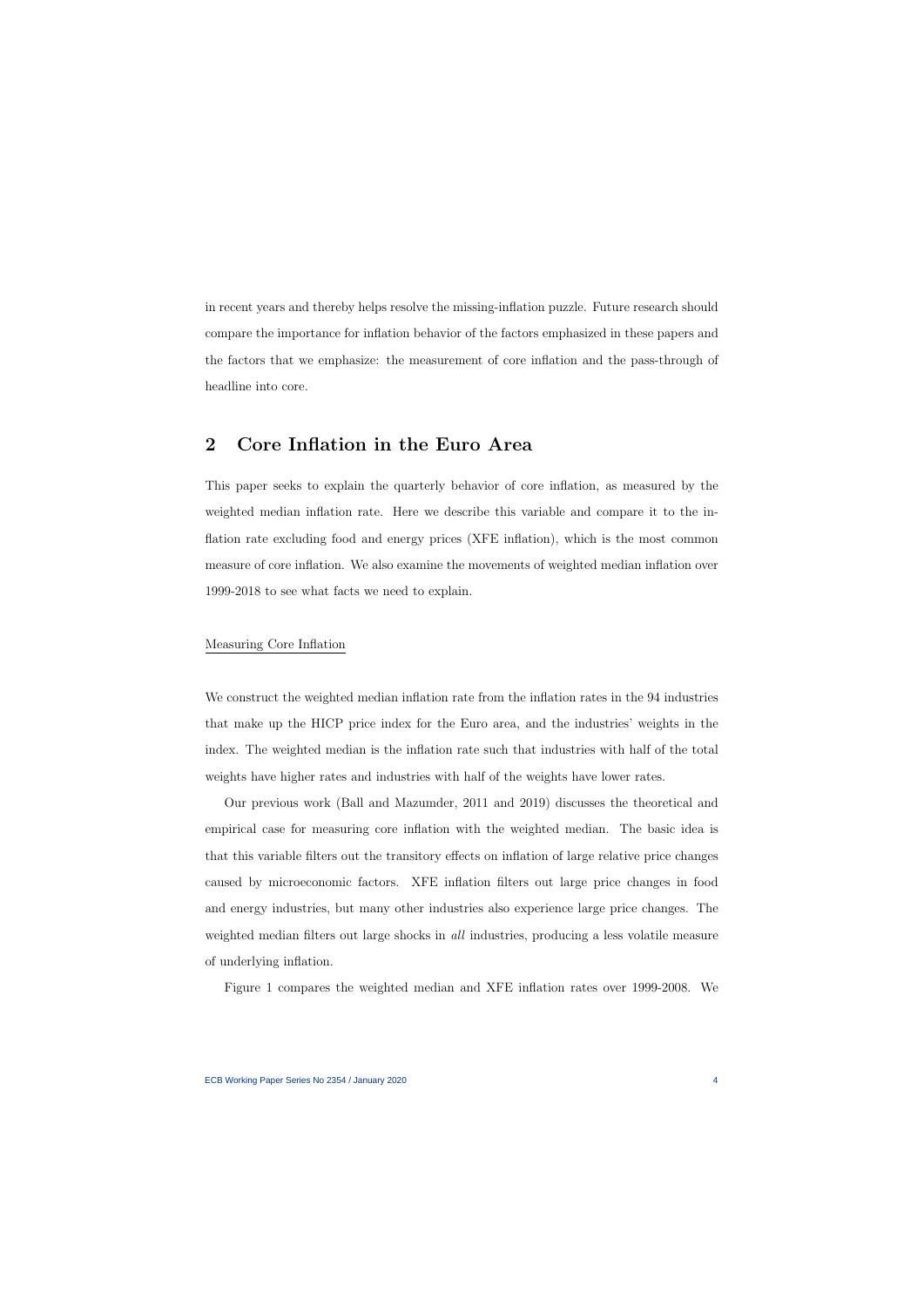in recent years and thereby helps resolve the missing-inflation puzzle. Future research should compare the importance for inflation behavior of the factors emphasized in these papers and the factors that we emphasize: the measurement of core inflation and the pass-through of headline into core.

## 2 Core Inflation in the Euro Area

This paper seeks to explain the quarterly behavior of core inflation, as measured by the weighted median inflation rate. Here we describe this variable and compare it to the inflation rate excluding food and energy prices (XFE inflation), which is the most common measure of core inflation. We also examine the movements of weighted median inflation over 1999-2018 to see what facts we need to explain.

### Measuring Core Inflation

We construct the weighted median inflation rate from the inflation rates in the 94 industries that make up the HICP price index for the Euro area, and the industries' weights in the index. The weighted median is the inflation rate such that industries with half of the total weights have higher rates and industries with half of the weights have lower rates.

Our previous work (Ball and Mazumder, 2011 and 2019) discusses the theoretical and empirical case for measuring core inflation with the weighted median. The basic idea is that this variable filters out the transitory effects on inflation of large relative price changes caused by microeconomic factors. XFE inflation filters out large price changes in food and energy industries, but many other industries also experience large price changes. The weighted median filters out large shocks in *all* industries, producing a less volatile measure of underlying inflation.

Figure 1 compares the weighted median and XFE inflation rates over 1999-2008. We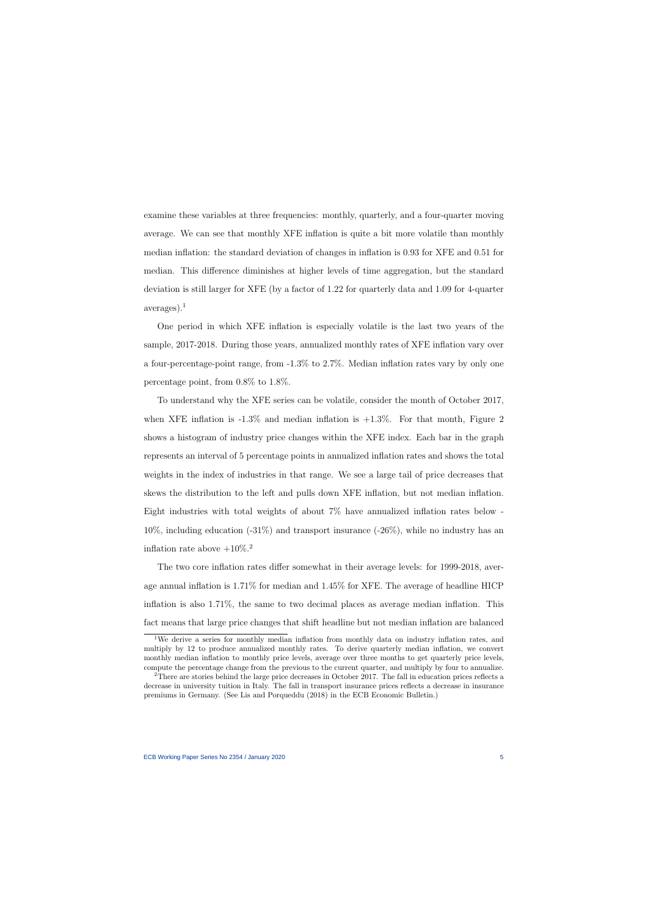examine these variables at three frequencies: monthly, quarterly, and a four-quarter moving average. We can see that monthly XFE inflation is quite a bit more volatile than monthly median inflation: the standard deviation of changes in inflation is 0.93 for XFE and 0.51 for median. This difference diminishes at higher levels of time aggregation, but the standard deviation is still larger for XFE (by a factor of 1.22 for quarterly data and 1.09 for 4-quarter averages).[1]

One period in which XFE inflation is especially volatile is the last two years of the sample, 2017-2018. During those years, annualized monthly rates of XFE inflation vary over a four-percentage-point range, from -1.3% to 2.7%. Median inflation rates vary by only one percentage point, from 0.8% to 1.8%.

To understand why the XFE series can be volatile, consider the month of October 2017, when XFE inflation is -1.3% and median inflation is +1.3%. For that month, Figure 2 shows a histogram of industry price changes within the XFE index. Each bar in the graph represents an interval of 5 percentage points in annualized inflation rates and shows the total weights in the index of industries in that range. We see a large tail of price decreases that skews the distribution to the left and pulls down XFE inflation, but not median inflation. Eight industries with total weights of about 7% have annualized inflation rates below -10%, including education (-31%) and transport insurance (-26%), while no industry has an inflation rate above +10%.[2]

The two core inflation rates differ somewhat in their average levels: for 1999-2018, average annual inflation is 1.71% for median and 1.45% for XFE. The average of headline HICP inflation is also 1.71%, the same to two decimal places as average median inflation. This fact means that large price changes that shift headline but not median inflation are balanced

[1] We derive a series for monthly median inflation from monthly data on industry inflation rates, and multiply by 12 to produce annualized monthly rates. To derive quarterly median inflation, we convert monthly median inflation to monthly price levels, average over three months to get quarterly price levels, compute the percentage change from the previous to the current quarter, and multiply by four to annualize.

[2] There are stories behind the large price decreases in October 2017. The fall in education prices reflects a decrease in university tuition in Italy. The fall in transport insurance prices reflects a decrease in insurance premiums in Germany. (See Lis and Porqueddu (2018) in the ECB Economic Bulletin.)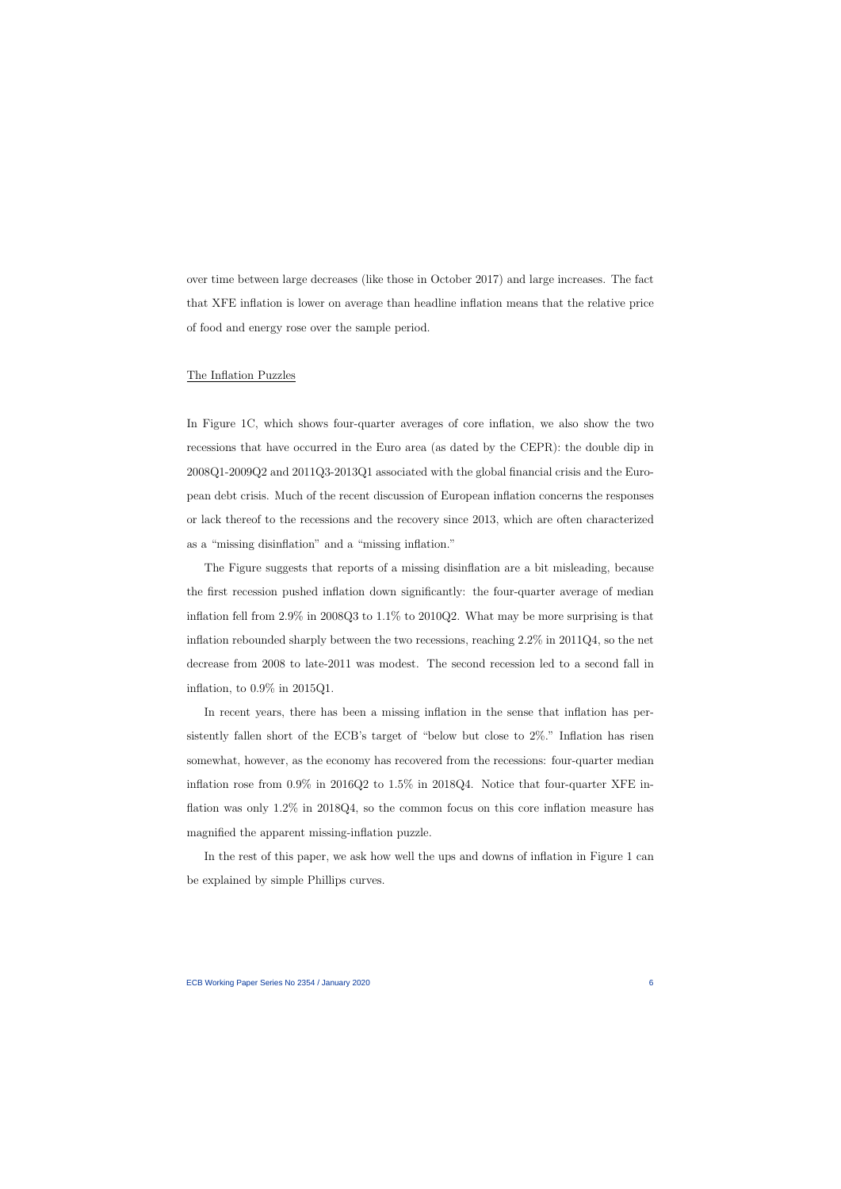over time between large decreases (like those in October 2017) and large increases. The fact that XFE inflation is lower on average than headline inflation means that the relative price of food and energy rose over the sample period.

The Inflation Puzzles

In Figure 1C, which shows four-quarter averages of core inflation, we also show the two recessions that have occurred in the Euro area (as dated by the CEPR): the double dip in 2008Q1-2009Q2 and 2011Q3-2013Q1 associated with the global financial crisis and the European debt crisis. Much of the recent discussion of European inflation concerns the responses or lack thereof to the recessions and the recovery since 2013, which are often characterized as a "missing disinflation" and a "missing inflation."

The Figure suggests that reports of a missing disinflation are a bit misleading, because the first recession pushed inflation down significantly: the four-quarter average of median inflation fell from 2.9% in 2008Q3 to 1.1% to 2010Q2. What may be more surprising is that inflation rebounded sharply between the two recessions, reaching 2.2% in 2011Q4, so the net decrease from 2008 to late-2011 was modest. The second recession led to a second fall in inflation, to 0.9% in 2015Q1.

In recent years, there has been a missing inflation in the sense that inflation has persistently fallen short of the ECB's target of "below but close to 2%." Inflation has risen somewhat, however, as the economy has recovered from the recessions: four-quarter median inflation rose from 0.9% in 2016Q2 to 1.5% in 2018Q4. Notice that four-quarter XFE inflation was only 1.2% in 2018Q4, so the common focus on this core inflation measure has magnified the apparent missing-inflation puzzle.

In the rest of this paper, we ask how well the ups and downs of inflation in Figure 1 can be explained by simple Phillips curves.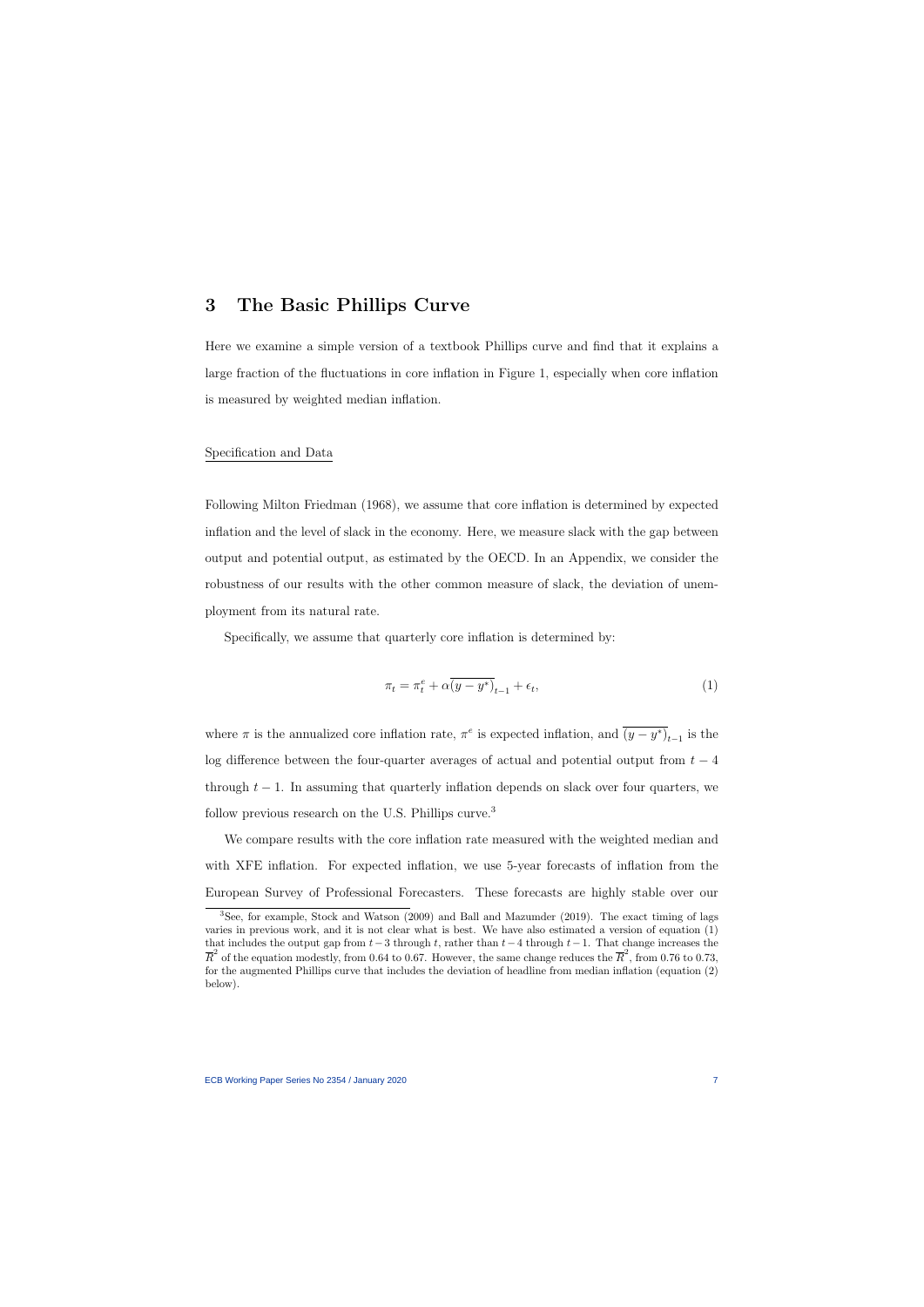# 3 The Basic Phillips Curve

Here we examine a simple version of a textbook Phillips curve and find that it explains a large fraction of the fluctuations in core inflation in Figure 1, especially when core inflation is measured by weighted median inflation.

Specification and Data

Following Milton Friedman (1968), we assume that core inflation is determined by expected inflation and the level of slack in the economy. Here, we measure slack with the gap between output and potential output, as estimated by the OECD. In an Appendix, we consider the robustness of our results with the other common measure of slack, the deviation of unemployment from its natural rate.

Specifically, we assume that quarterly core inflation is determined by:

$$\pi_t = \pi_t^e + \alpha\overline{(y - y^*)}_{t-1} + \epsilon_t, \tag{1}$$

where $\pi$ is the annualized core inflation rate, $\pi^e$ is expected inflation, and $\overline{(y - y^*)}_{t-1}$ is the log difference between the four-quarter averages of actual and potential output from $t-4$ through $t-1$. In assuming that quarterly inflation depends on slack over four quarters, we follow previous research on the U.S. Phillips curve.[3]

We compare results with the core inflation rate measured with the weighted median and with XFE inflation. For expected inflation, we use 5-year forecasts of inflation from the European Survey of Professional Forecasters. These forecasts are highly stable over our

[3] See, for example, Stock and Watson (2009) and Ball and Mazumder (2019). The exact timing of lags varies in previous work, and it is not clear what is best. We have also estimated a version of equation (1) that includes the output gap from $t-3$ through $t$, rather than $t-4$ through $t-1$. That change increases the $\overline{R}^2$ of the equation modestly, from 0.64 to 0.67. However, the same change reduces the $\overline{R}^2$, from 0.76 to 0.73, for the augmented Phillips curve that includes the deviation of headline from median inflation (equation (2) below).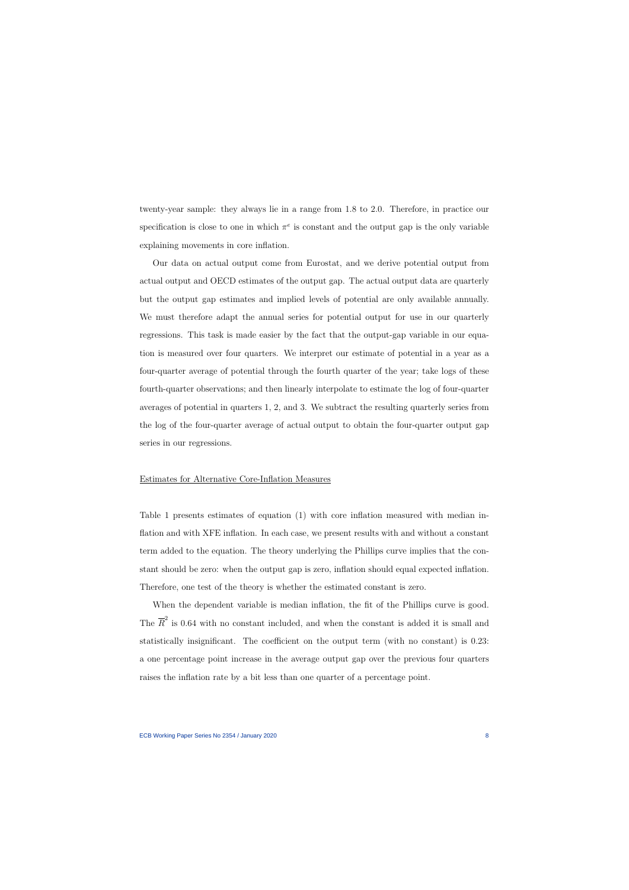twenty-year sample: they always lie in a range from 1.8 to 2.0. Therefore, in practice our specification is close to one in which $\pi^e$ is constant and the output gap is the only variable explaining movements in core inflation.

Our data on actual output come from Eurostat, and we derive potential output from actual output and OECD estimates of the output gap. The actual output data are quarterly but the output gap estimates and implied levels of potential are only available annually. We must therefore adapt the annual series for potential output for use in our quarterly regressions. This task is made easier by the fact that the output-gap variable in our equation is measured over four quarters. We interpret our estimate of potential in a year as a four-quarter average of potential through the fourth quarter of the year; take logs of these fourth-quarter observations; and then linearly interpolate to estimate the log of four-quarter averages of potential in quarters 1, 2, and 3. We subtract the resulting quarterly series from the log of the four-quarter average of actual output to obtain the four-quarter output gap series in our regressions.

### Estimates for Alternative Core-Inflation Measures

Table 1 presents estimates of equation (1) with core inflation measured with median inflation and with XFE inflation. In each case, we present results with and without a constant term added to the equation. The theory underlying the Phillips curve implies that the constant should be zero: when the output gap is zero, inflation should equal expected inflation. Therefore, one test of the theory is whether the estimated constant is zero.

When the dependent variable is median inflation, the fit of the Phillips curve is good. The $\overline{R}^2$ is 0.64 with no constant included, and when the constant is added it is small and statistically insignificant. The coefficient on the output term (with no constant) is 0.23: a one percentage point increase in the average output gap over the previous four quarters raises the inflation rate by a bit less than one quarter of a percentage point.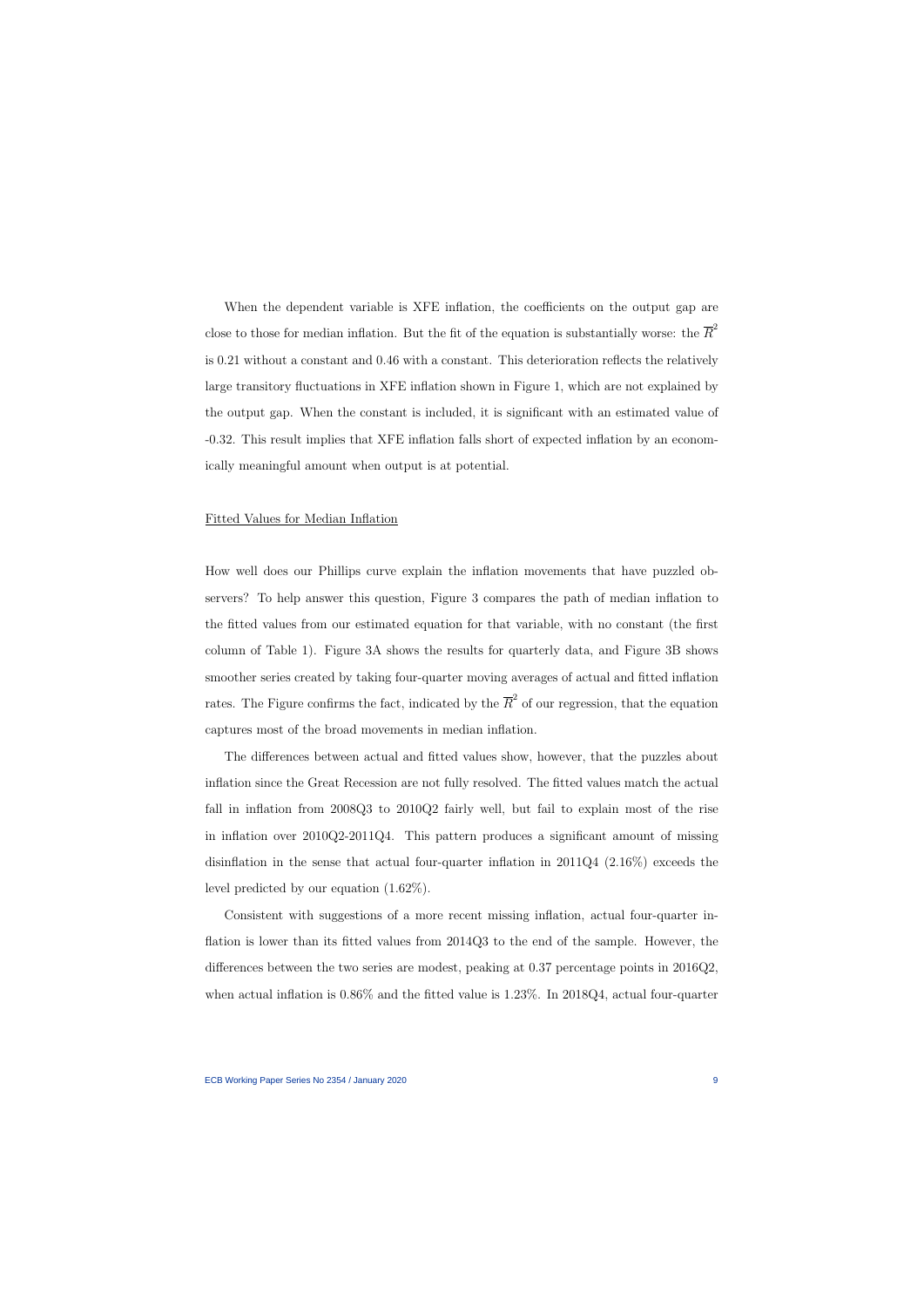When the dependent variable is XFE inflation, the coefficients on the output gap are close to those for median inflation. But the fit of the equation is substantially worse: the $\overline{R}^2$ is 0.21 without a constant and 0.46 with a constant. This deterioration reflects the relatively large transitory fluctuations in XFE inflation shown in Figure 1, which are not explained by the output gap. When the constant is included, it is significant with an estimated value of -0.32. This result implies that XFE inflation falls short of expected inflation by an economically meaningful amount when output is at potential.

Fitted Values for Median Inflation

How well does our Phillips curve explain the inflation movements that have puzzled observers? To help answer this question, Figure 3 compares the path of median inflation to the fitted values from our estimated equation for that variable, with no constant (the first column of Table 1). Figure 3A shows the results for quarterly data, and Figure 3B shows smoother series created by taking four-quarter moving averages of actual and fitted inflation rates. The Figure confirms the fact, indicated by the $\overline{R}^2$ of our regression, that the equation captures most of the broad movements in median inflation.

The differences between actual and fitted values show, however, that the puzzles about inflation since the Great Recession are not fully resolved. The fitted values match the actual fall in inflation from 2008Q3 to 2010Q2 fairly well, but fail to explain most of the rise in inflation over 2010Q2-2011Q4. This pattern produces a significant amount of missing disinflation in the sense that actual four-quarter inflation in 2011Q4 (2.16%) exceeds the level predicted by our equation (1.62%).

Consistent with suggestions of a more recent missing inflation, actual four-quarter inflation is lower than its fitted values from 2014Q3 to the end of the sample. However, the differences between the two series are modest, peaking at 0.37 percentage points in 2016Q2, when actual inflation is 0.86% and the fitted value is 1.23%. In 2018Q4, actual four-quarter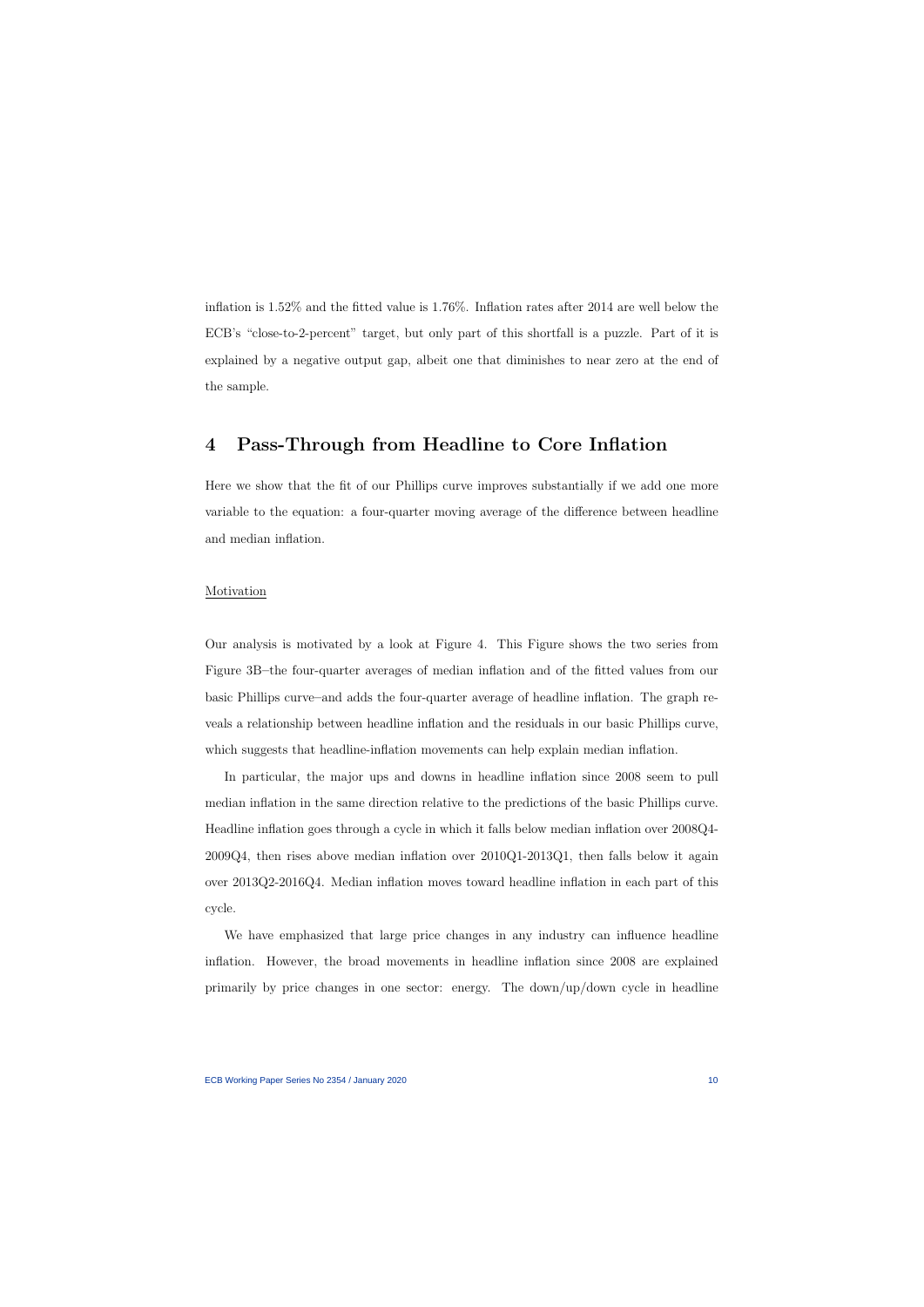inflation is 1.52% and the fitted value is 1.76%. Inflation rates after 2014 are well below the ECB's "close-to-2-percent" target, but only part of this shortfall is a puzzle. Part of it is explained by a negative output gap, albeit one that diminishes to near zero at the end of the sample.

## 4 Pass-Through from Headline to Core Inflation

Here we show that the fit of our Phillips curve improves substantially if we add one more variable to the equation: a four-quarter moving average of the difference between headline and median inflation.

<u>Motivation</u>

Our analysis is motivated by a look at Figure 4. This Figure shows the two series from Figure 3B–the four-quarter averages of median inflation and of the fitted values from our basic Phillips curve–and adds the four-quarter average of headline inflation. The graph reveals a relationship between headline inflation and the residuals in our basic Phillips curve, which suggests that headline-inflation movements can help explain median inflation.

In particular, the major ups and downs in headline inflation since 2008 seem to pull median inflation in the same direction relative to the predictions of the basic Phillips curve. Headline inflation goes through a cycle in which it falls below median inflation over 2008Q4-2009Q4, then rises above median inflation over 2010Q1-2013Q1, then falls below it again over 2013Q2-2016Q4. Median inflation moves toward headline inflation in each part of this cycle.

We have emphasized that large price changes in any industry can influence headline inflation. However, the broad movements in headline inflation since 2008 are explained primarily by price changes in one sector: energy. The down/up/down cycle in headline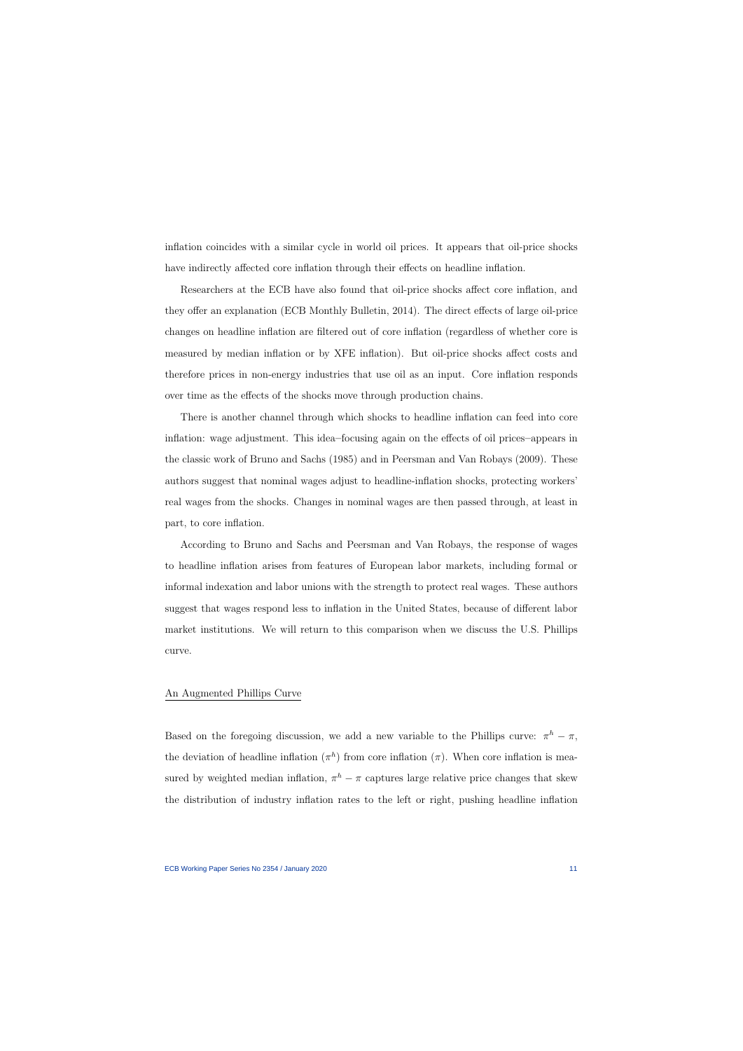inflation coincides with a similar cycle in world oil prices. It appears that oil-price shocks have indirectly affected core inflation through their effects on headline inflation.

Researchers at the ECB have also found that oil-price shocks affect core inflation, and they offer an explanation (ECB Monthly Bulletin, 2014). The direct effects of large oil-price changes on headline inflation are filtered out of core inflation (regardless of whether core is measured by median inflation or by XFE inflation). But oil-price shocks affect costs and therefore prices in non-energy industries that use oil as an input. Core inflation responds over time as the effects of the shocks move through production chains.

There is another channel through which shocks to headline inflation can feed into core inflation: wage adjustment. This idea–focusing again on the effects of oil prices–appears in the classic work of Bruno and Sachs (1985) and in Peersman and Van Robays (2009). These authors suggest that nominal wages adjust to headline-inflation shocks, protecting workers' real wages from the shocks. Changes in nominal wages are then passed through, at least in part, to core inflation.

According to Bruno and Sachs and Peersman and Van Robays, the response of wages to headline inflation arises from features of European labor markets, including formal or informal indexation and labor unions with the strength to protect real wages. These authors suggest that wages respond less to inflation in the United States, because of different labor market institutions. We will return to this comparison when we discuss the U.S. Phillips curve.

## An Augmented Phillips Curve

Based on the foregoing discussion, we add a new variable to the Phillips curve: $\pi^h - \pi$, the deviation of headline inflation ($\pi^h$) from core inflation ($\pi$). When core inflation is measured by weighted median inflation, $\pi^h - \pi$ captures large relative price changes that skew the distribution of industry inflation rates to the left or right, pushing headline inflation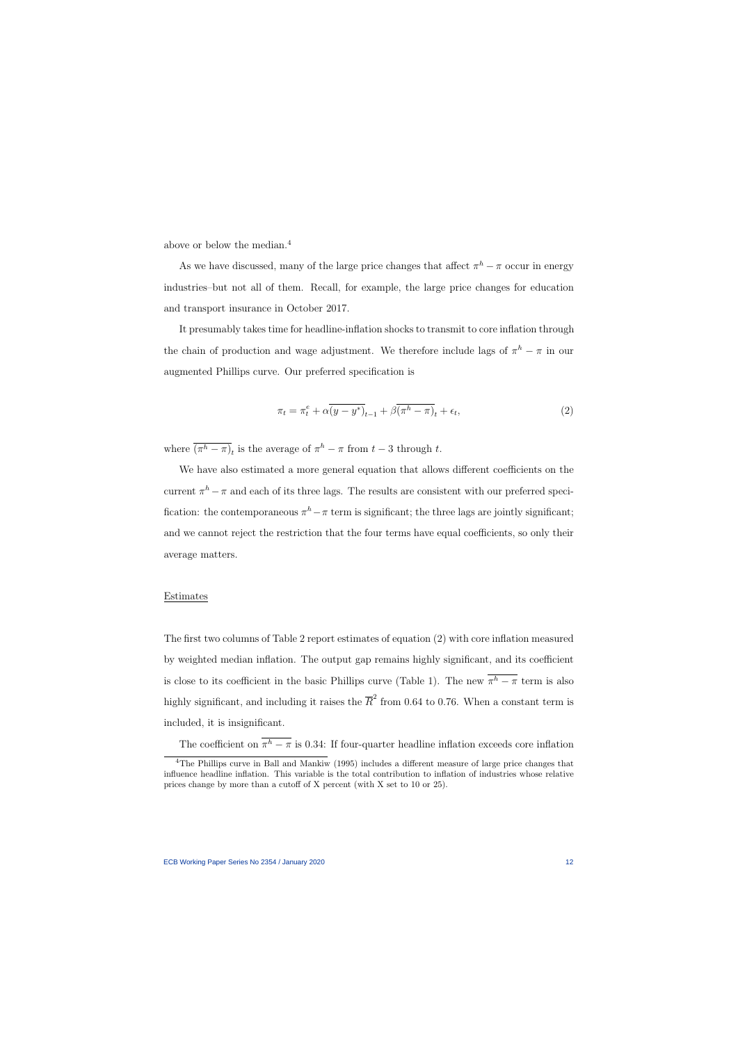above or below the median.[4]

As we have discussed, many of the large price changes that affect $\pi^h - \pi$ occur in energy industries–but not all of them. Recall, for example, the large price changes for education and transport insurance in October 2017.

It presumably takes time for headline-inflation shocks to transmit to core inflation through the chain of production and wage adjustment. We therefore include lags of $\pi^h - \pi$ in our augmented Phillips curve. Our preferred specification is

$$\pi_t = \pi_t^e + \alpha\overline{(y - y^*)}_{t-1} + \beta\overline{(\pi^h - \pi)}_t + \epsilon_t, \tag{2}$$

where $\overline{(\pi^h - \pi)}_t$ is the average of $\pi^h - \pi$ from $t - 3$ through $t$.

We have also estimated a more general equation that allows different coefficients on the current $\pi^h - \pi$ and each of its three lags. The results are consistent with our preferred specification: the contemporaneous $\pi^h - \pi$ term is significant; the three lags are jointly significant; and we cannot reject the restriction that the four terms have equal coefficients, so only their average matters.

Estimates

The first two columns of Table 2 report estimates of equation (2) with core inflation measured by weighted median inflation. The output gap remains highly significant, and its coefficient is close to its coefficient in the basic Phillips curve (Table 1). The new $\overline{\pi^h - \pi}$ term is also highly significant, and including it raises the $\overline{R}^2$ from 0.64 to 0.76. When a constant term is included, it is insignificant.

The coefficient on $\overline{\pi^h - \pi}$ is 0.34: If four-quarter headline inflation exceeds core inflation

[4] The Phillips curve in Ball and Mankiw (1995) includes a different measure of large price changes that influence headline inflation. This variable is the total contribution to inflation of industries whose relative prices change by more than a cutoff of X percent (with X set to 10 or 25).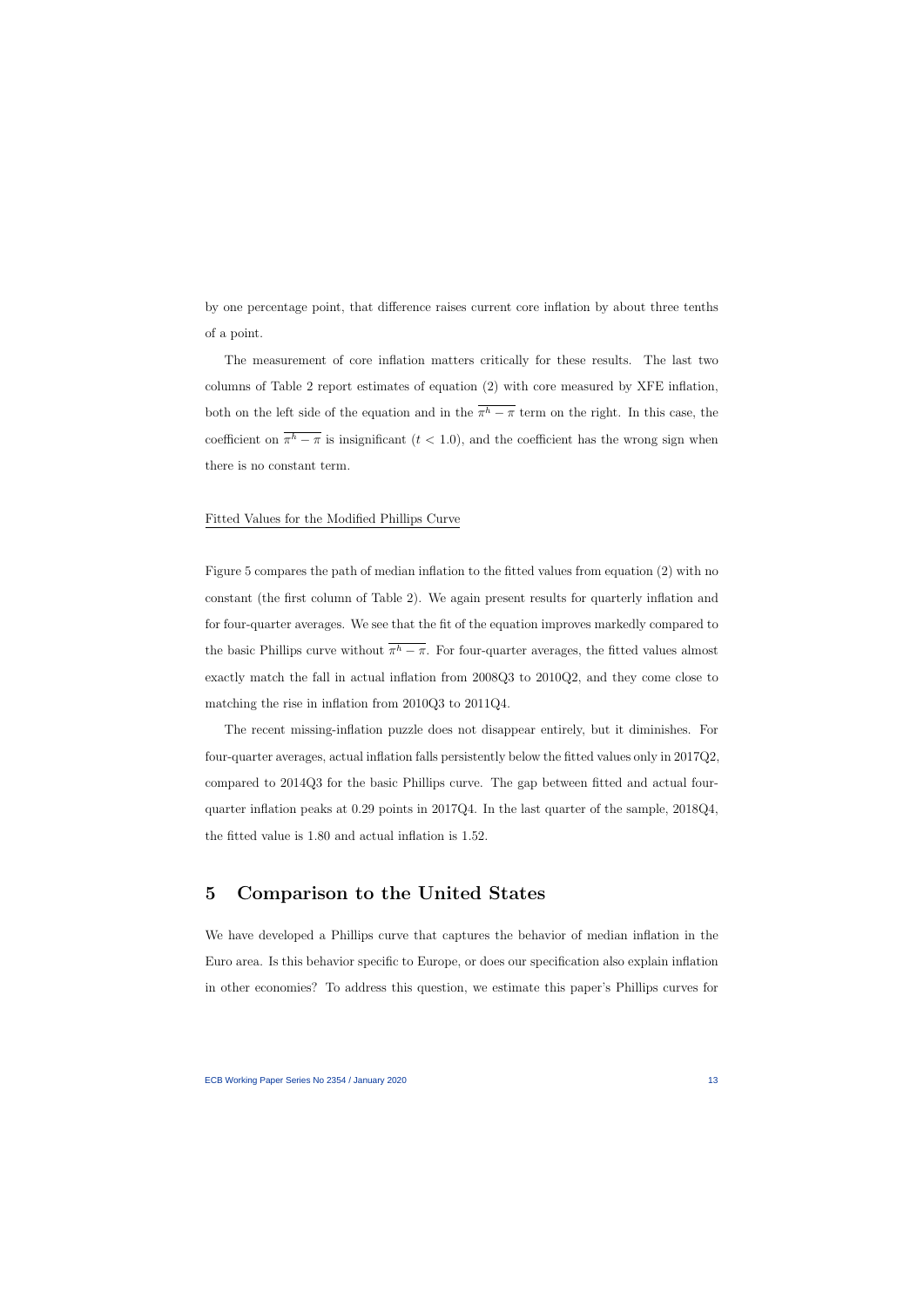by one percentage point, that difference raises current core inflation by about three tenths of a point.

The measurement of core inflation matters critically for these results. The last two columns of Table 2 report estimates of equation (2) with core measured by XFE inflation, both on the left side of the equation and in the $\overline{\pi^h - \pi}$ term on the right. In this case, the coefficient on $\overline{\pi^h - \pi}$ is insignificant ($t < 1.0$), and the coefficient has the wrong sign when there is no constant term.

<u>Fitted Values for the Modified Phillips Curve</u>

Figure 5 compares the path of median inflation to the fitted values from equation (2) with no constant (the first column of Table 2). We again present results for quarterly inflation and for four-quarter averages. We see that the fit of the equation improves markedly compared to the basic Phillips curve without $\overline{\pi^h - \pi}$. For four-quarter averages, the fitted values almost exactly match the fall in actual inflation from 2008Q3 to 2010Q2, and they come close to matching the rise in inflation from 2010Q3 to 2011Q4.

The recent missing-inflation puzzle does not disappear entirely, but it diminishes. For four-quarter averages, actual inflation falls persistently below the fitted values only in 2017Q2, compared to 2014Q3 for the basic Phillips curve. The gap between fitted and actual four-quarter inflation peaks at 0.29 points in 2017Q4. In the last quarter of the sample, 2018Q4, the fitted value is 1.80 and actual inflation is 1.52.

# 5 Comparison to the United States

We have developed a Phillips curve that captures the behavior of median inflation in the Euro area. Is this behavior specific to Europe, or does our specification also explain inflation in other economies? To address this question, we estimate this paper's Phillips curves for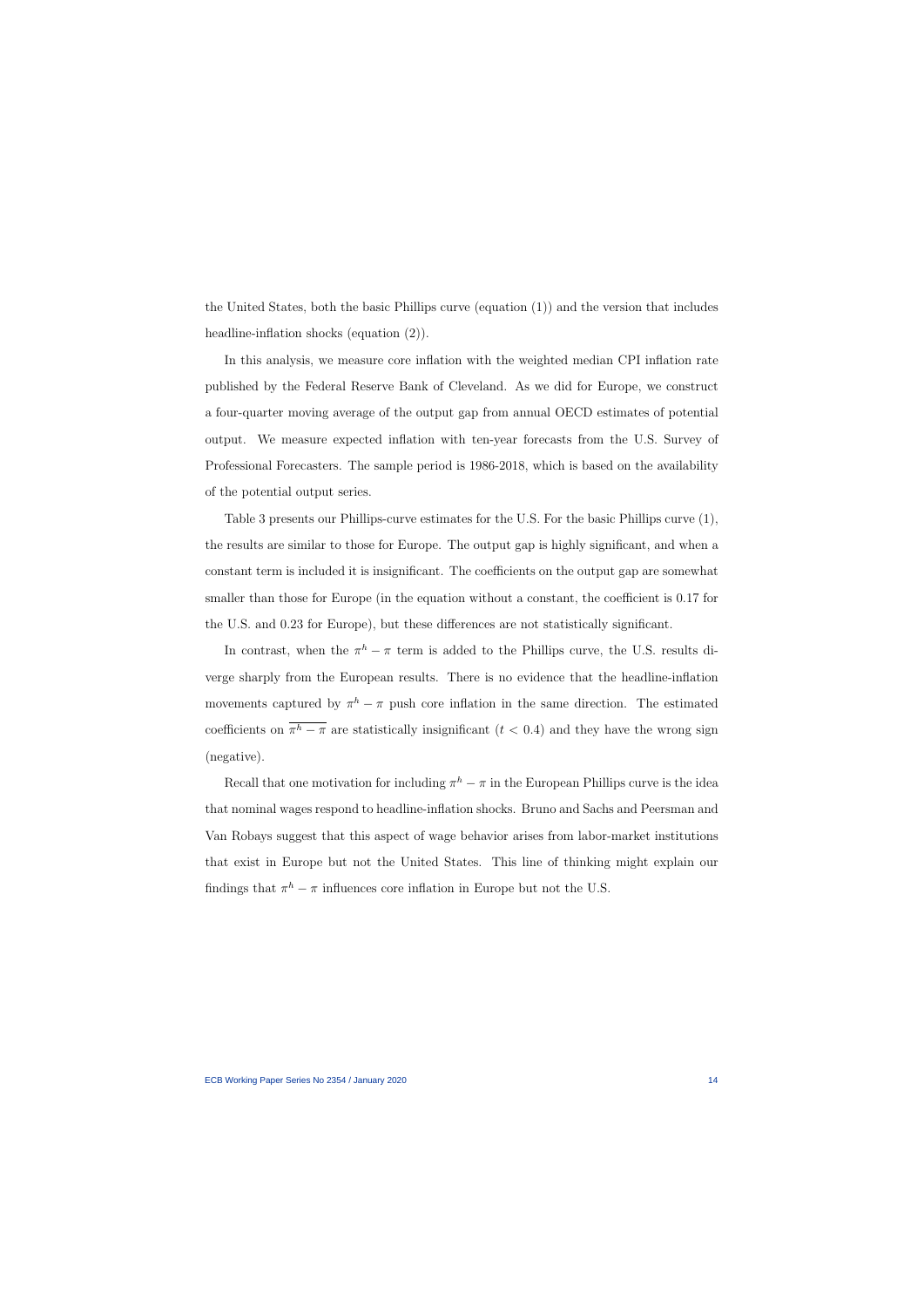the United States, both the basic Phillips curve (equation (1)) and the version that includes headline-inflation shocks (equation (2)).

In this analysis, we measure core inflation with the weighted median CPI inflation rate published by the Federal Reserve Bank of Cleveland. As we did for Europe, we construct a four-quarter moving average of the output gap from annual OECD estimates of potential output. We measure expected inflation with ten-year forecasts from the U.S. Survey of Professional Forecasters. The sample period is 1986-2018, which is based on the availability of the potential output series.

Table 3 presents our Phillips-curve estimates for the U.S. For the basic Phillips curve (1), the results are similar to those for Europe. The output gap is highly significant, and when a constant term is included it is insignificant. The coefficients on the output gap are somewhat smaller than those for Europe (in the equation without a constant, the coefficient is 0.17 for the U.S. and 0.23 for Europe), but these differences are not statistically significant.

In contrast, when the $\pi^h - \pi$ term is added to the Phillips curve, the U.S. results diverge sharply from the European results. There is no evidence that the headline-inflation movements captured by $\pi^h - \pi$ push core inflation in the same direction. The estimated coefficients on $\overline{\pi^h - \pi}$ are statistically insignificant ($t < 0.4$) and they have the wrong sign (negative).

Recall that one motivation for including $\pi^h - \pi$ in the European Phillips curve is the idea that nominal wages respond to headline-inflation shocks. Bruno and Sachs and Peersman and Van Robays suggest that this aspect of wage behavior arises from labor-market institutions that exist in Europe but not the United States. This line of thinking might explain our findings that $\pi^h - \pi$ influences core inflation in Europe but not the U.S.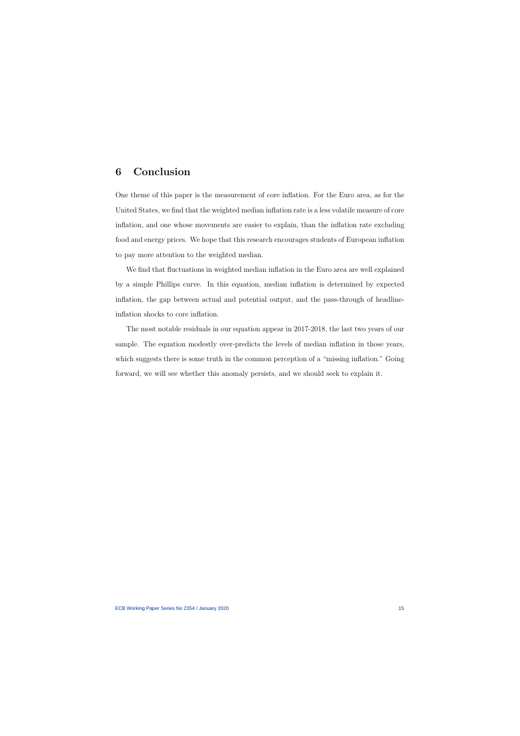# 6 Conclusion

One theme of this paper is the measurement of core inflation. For the Euro area, as for the United States, we find that the weighted median inflation rate is a less volatile measure of core inflation, and one whose movements are easier to explain, than the inflation rate excluding food and energy prices. We hope that this research encourages students of European inflation to pay more attention to the weighted median.

We find that fluctuations in weighted median inflation in the Euro area are well explained by a simple Phillips curve. In this equation, median inflation is determined by expected inflation, the gap between actual and potential output, and the pass-through of headline-inflation shocks to core inflation.

The most notable residuals in our equation appear in 2017-2018, the last two years of our sample. The equation modestly over-predicts the levels of median inflation in those years, which suggests there is some truth in the common perception of a "missing inflation." Going forward, we will see whether this anomaly persists, and we should seek to explain it.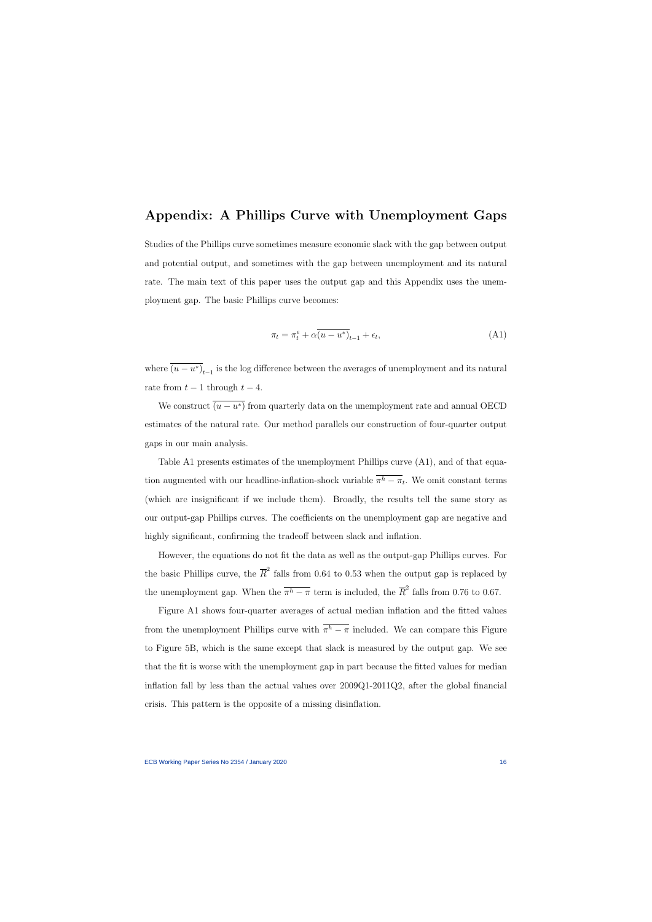# Appendix: A Phillips Curve with Unemployment Gaps

Studies of the Phillips curve sometimes measure economic slack with the gap between output and potential output, and sometimes with the gap between unemployment and its natural rate. The main text of this paper uses the output gap and this Appendix uses the unemployment gap. The basic Phillips curve becomes:

$$\pi_t = \pi_t^e + \alpha \overline{(u-u^*)}_{t-1} + \epsilon_t, \tag{A1}$$

where $\overline{(u-u^*)}_{t-1}$ is the log difference between the averages of unemployment and its natural rate from $t-1$ through $t-4$.

We construct $\overline{(u-u^*)}$ from quarterly data on the unemployment rate and annual OECD estimates of the natural rate. Our method parallels our construction of four-quarter output gaps in our main analysis.

Table A1 presents estimates of the unemployment Phillips curve (A1), and of that equation augmented with our headline-inflation-shock variable $\overline{\pi^h - \pi_t}$. We omit constant terms (which are insignificant if we include them). Broadly, the results tell the same story as our output-gap Phillips curves. The coefficients on the unemployment gap are negative and highly significant, confirming the tradeoff between slack and inflation.

However, the equations do not fit the data as well as the output-gap Phillips curves. For the basic Phillips curve, the $\overline{R}^2$ falls from 0.64 to 0.53 when the output gap is replaced by the unemployment gap. When the $\overline{\pi^h - \pi}$ term is included, the $\overline{R}^2$ falls from 0.76 to 0.67.

Figure A1 shows four-quarter averages of actual median inflation and the fitted values from the unemployment Phillips curve with $\overline{\pi^h - \pi}$ included. We can compare this Figure to Figure 5B, which is the same except that slack is measured by the output gap. We see that the fit is worse with the unemployment gap in part because the fitted values for median inflation fall by less than the actual values over 2009Q1-2011Q2, after the global financial crisis. This pattern is the opposite of a missing disinflation.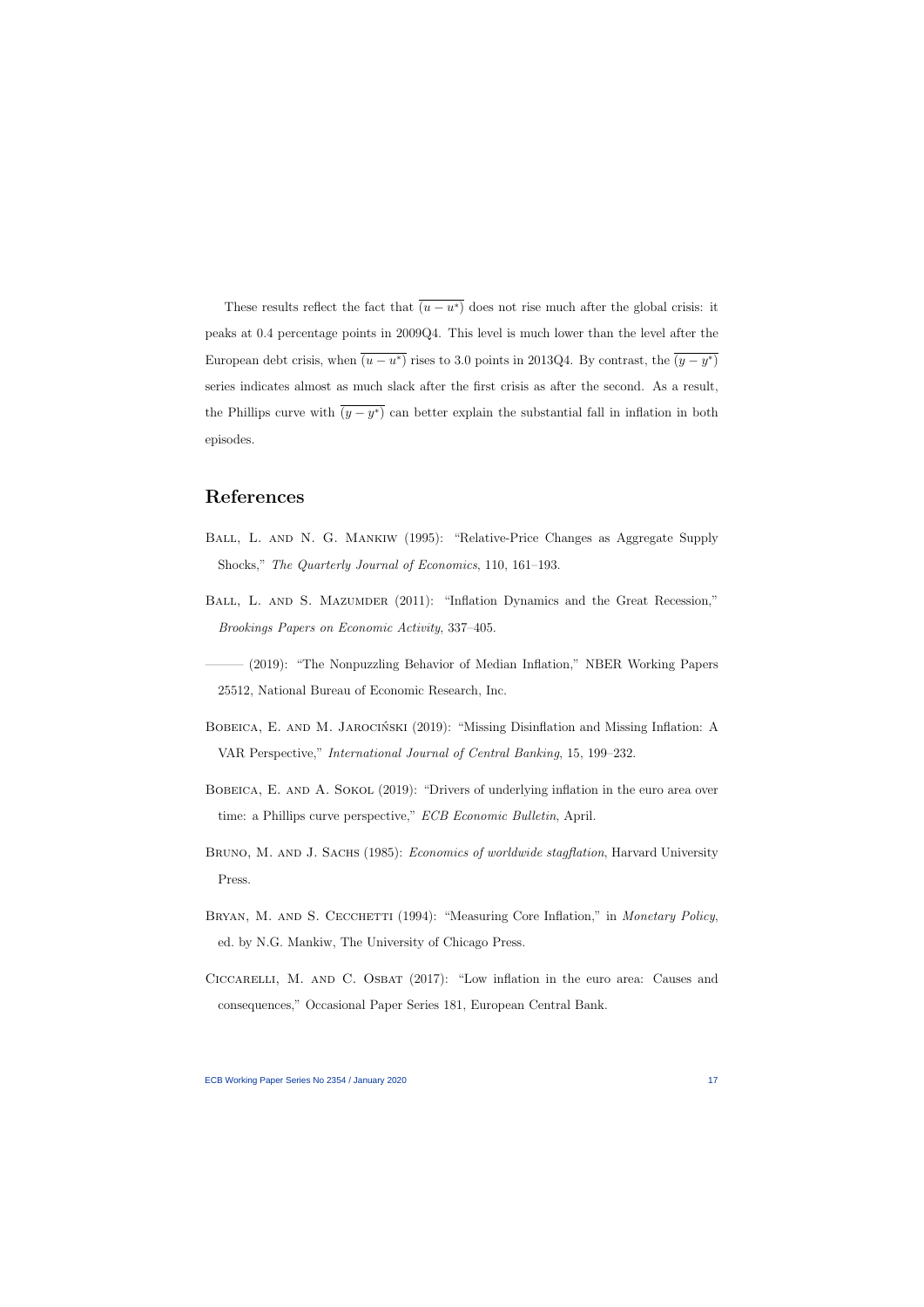These results reflect the fact that $\overline{(u-u^*)}$ does not rise much after the global crisis: it peaks at 0.4 percentage points in 2009Q4. This level is much lower than the level after the European debt crisis, when $\overline{(u-u^*)}$ rises to 3.0 points in 2013Q4. By contrast, the $\overline{(y-y^*)}$ series indicates almost as much slack after the first crisis as after the second. As a result, the Phillips curve with $\overline{(y-y^*)}$ can better explain the substantial fall in inflation in both episodes.

## References

Ball, L. and N. G. Mankiw (1995): "Relative-Price Changes as Aggregate Supply Shocks," *The Quarterly Journal of Economics*, 110, 161–193.

Ball, L. and S. Mazumder (2011): "Inflation Dynamics and the Great Recession," *Brookings Papers on Economic Activity*, 337–405.

——— (2019): "The Nonpuzzling Behavior of Median Inflation," NBER Working Papers 25512, National Bureau of Economic Research, Inc.

Bobeica, E. and M. Jarociński (2019): "Missing Disinflation and Missing Inflation: A VAR Perspective," *International Journal of Central Banking*, 15, 199–232.

Bobeica, E. and A. Sokol (2019): "Drivers of underlying inflation in the euro area over time: a Phillips curve perspective," *ECB Economic Bulletin*, April.

Bruno, M. and J. Sachs (1985): *Economics of worldwide stagflation*, Harvard University Press.

Bryan, M. and S. Cecchetti (1994): "Measuring Core Inflation," in *Monetary Policy*, ed. by N.G. Mankiw, The University of Chicago Press.

Ciccarelli, M. and C. Osbat (2017): "Low inflation in the euro area: Causes and consequences," Occasional Paper Series 181, European Central Bank.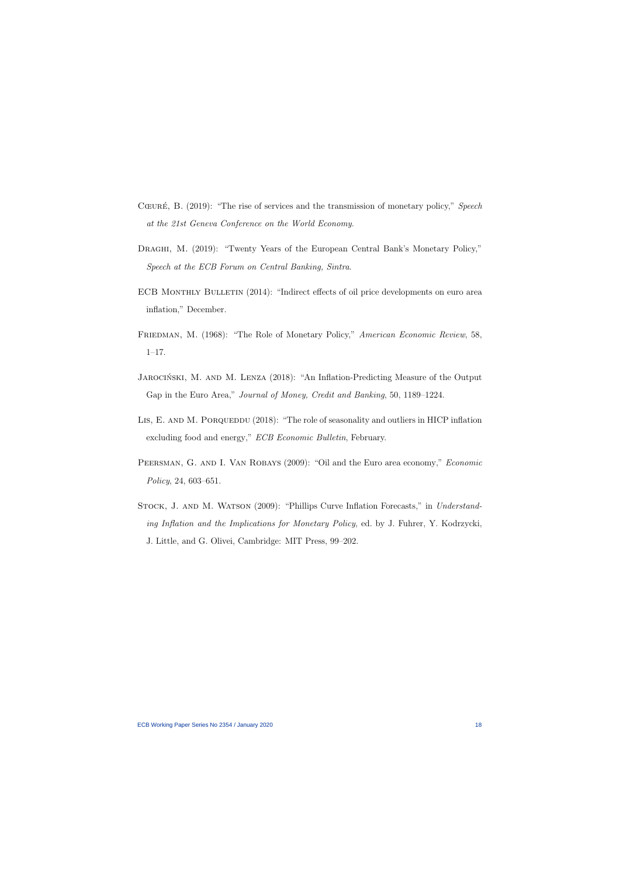Cœuré, B. (2019): "The rise of services and the transmission of monetary policy," *Speech at the 21st Geneva Conference on the World Economy*.

Draghi, M. (2019): "Twenty Years of the European Central Bank's Monetary Policy," *Speech at the ECB Forum on Central Banking, Sintra*.

ECB Monthly Bulletin (2014): "Indirect effects of oil price developments on euro area inflation," December.

Friedman, M. (1968): "The Role of Monetary Policy," *American Economic Review*, 58, 1–17.

Jarociński, M. and M. Lenza (2018): "An Inflation-Predicting Measure of the Output Gap in the Euro Area," *Journal of Money, Credit and Banking*, 50, 1189–1224.

Lis, E. and M. Porqueddu (2018): "The role of seasonality and outliers in HICP inflation excluding food and energy," *ECB Economic Bulletin*, February.

Peersman, G. and I. Van Robays (2009): "Oil and the Euro area economy," *Economic Policy*, 24, 603–651.

Stock, J. and M. Watson (2009): "Phillips Curve Inflation Forecasts," in *Understanding Inflation and the Implications for Monetary Policy*, ed. by J. Fuhrer, Y. Kodrzycki, J. Little, and G. Olivei, Cambridge: MIT Press, 99–202.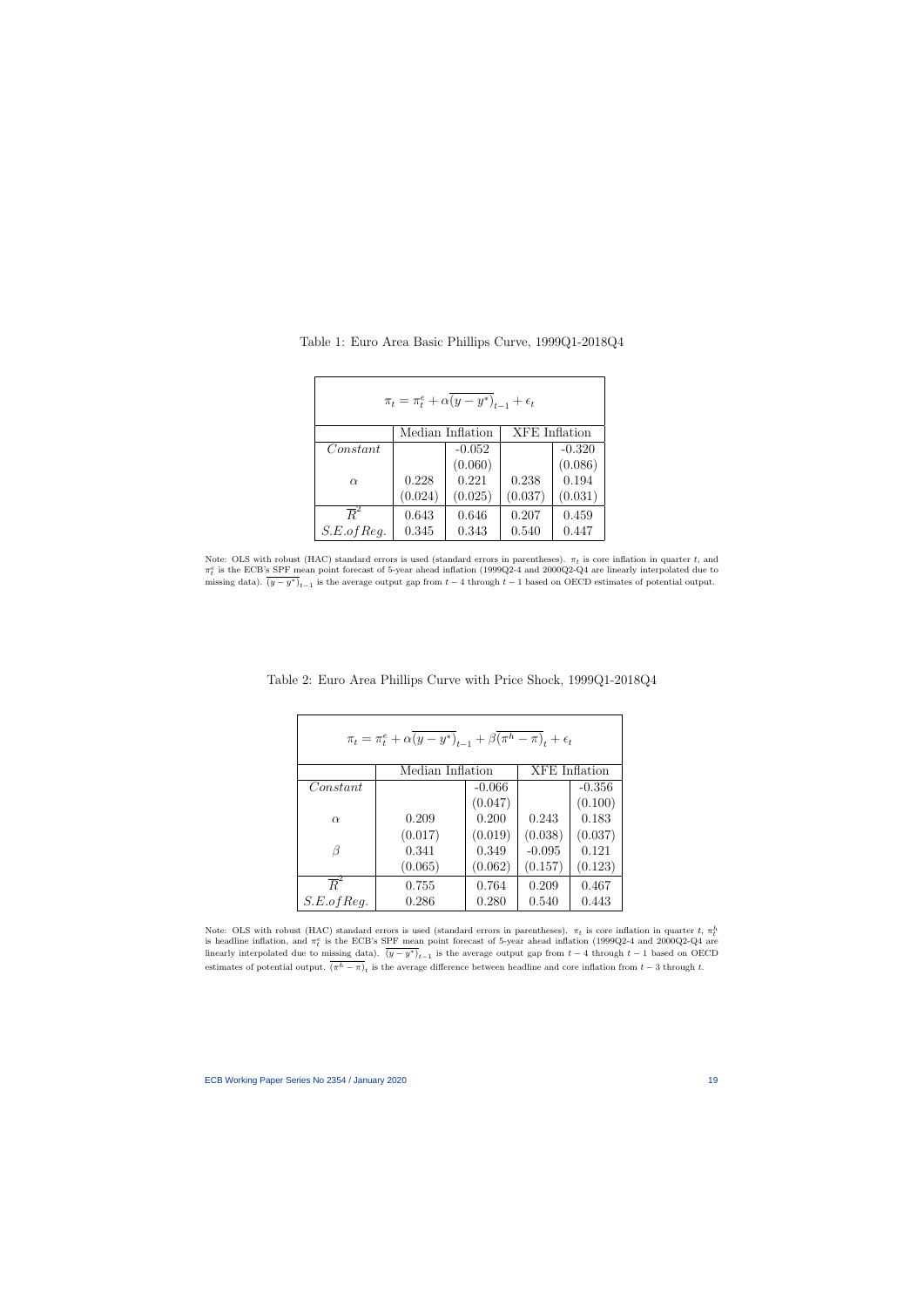Table 1: Euro Area Basic Phillips Curve, 1999Q1-2018Q4

$$\pi_t = \pi_t^e + \alpha\overline{(y-y^*)}_{t-1} + \epsilon_t$$

| | Median Inflation | | XFE Inflation | |
|---|---|---|---|---|
| $Constant$ | | -0.052 | | -0.320 |
| | | (0.060) | | (0.086) |
| $\alpha$ | 0.228 | 0.221 | 0.238 | 0.194 |
| | (0.024) | (0.025) | (0.037) | (0.031) |
| $\overline{R}^2$ | 0.643 | 0.646 | 0.207 | 0.459 |
| $S.E. of Reg.$ | 0.345 | 0.343 | 0.540 | 0.447 |

Note: OLS with robust (HAC) standard errors is used (standard errors in parentheses). $\pi_t$ is core inflation in quarter $t$, and $\pi_t^e$ is the ECB's SPF mean point forecast of 5-year ahead inflation (1999Q2-4 and 2000Q2-Q4 are linearly interpolated due to missing data). $\overline{(y-y^*)}_{t-1}$ is the average output gap from $t-4$ through $t-1$ based on OECD estimates of potential output.

Table 2: Euro Area Phillips Curve with Price Shock, 1999Q1-2018Q4

$$\pi_t = \pi_t^e + \alpha\overline{(y-y^*)}_{t-1} + \beta\overline{(\pi^h-\pi)}_t + \epsilon_t$$

| | Median Inflation | | XFE Inflation | |
|---|---|---|---|---|
| $Constant$ | | -0.066 | | -0.356 |
| | | (0.047) | | (0.100) |
| $\alpha$ | 0.209 | 0.200 | 0.243 | 0.183 |
| | (0.017) | (0.019) | (0.038) | (0.037) |
| $\beta$ | 0.341 | 0.349 | -0.095 | 0.121 |
| | (0.065) | (0.062) | (0.157) | (0.123) |
| $\overline{R}^2$ | 0.755 | 0.764 | 0.209 | 0.467 |
| $S.E. of Reg.$ | 0.286 | 0.280 | 0.540 | 0.443 |

Note: OLS with robust (HAC) standard errors is used (standard errors in parentheses). $\pi_t$ is core inflation in quarter $t$, $\pi_t^h$ is headline inflation, and $\pi_t^e$ is the ECB's SPF mean point forecast of 5-year ahead inflation (1999Q2-4 and 2000Q2-Q4 are linearly interpolated due to missing data). $\overline{(y-y^*)}_{t-1}$ is the average output gap from $t-4$ through $t-1$ based on OECD estimates of potential output. $\overline{(\pi^h-\pi)}_t$ is the average difference between headline and core inflation from $t-3$ through $t$.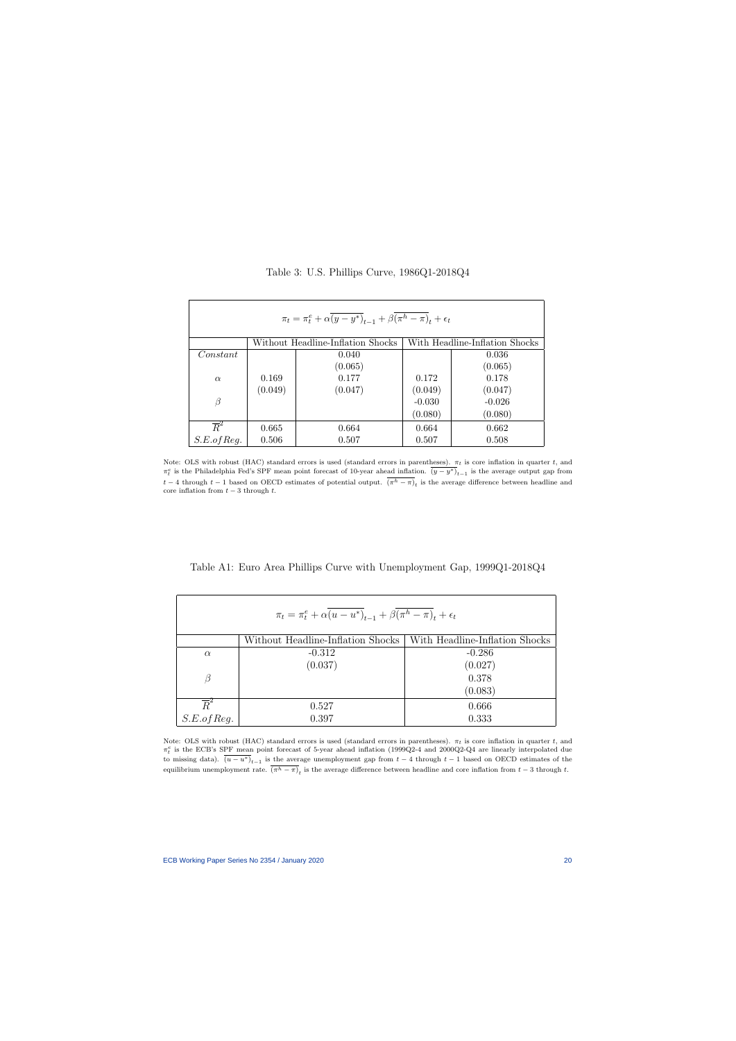Table 3: U.S. Phillips Curve, 1986Q1-2018Q4

| $\pi_t = \pi_t^e + \alpha\overline{(y - y^*)}_{t-1} + \beta\overline{(\pi^h - \pi)}_t + \epsilon_t$ | | | | |
|---|---|---|---|---|
| | Without Headline-Inflation Shocks | | With Headline-Inflation Shocks | |
| $Constant$ | | 0.040 | | 0.036 |
| | | (0.065) | | (0.065) |
| $\alpha$ | 0.169 | 0.177 | 0.172 | 0.178 |
| | (0.049) | (0.047) | (0.049) | (0.047) |
| $\beta$ | | | -0.030 | -0.026 |
| | | | (0.080) | (0.080) |
| $\overline{R}^2$ | 0.665 | 0.664 | 0.664 | 0.662 |
| $S.E. of Reg.$ | 0.506 | 0.507 | 0.507 | 0.508 |

Note: OLS with robust (HAC) standard errors is used (standard errors in parentheses). $\pi_t$ is core inflation in quarter $t$, and $\pi_t^e$ is the Philadelphia Fed's SPF mean point forecast of 10-year ahead inflation. $\overline{(y - y^*)}_{t-1}$ is the average output gap from $t-4$ through $t-1$ based on OECD estimates of potential output. $\overline{(\pi^h - \pi)}_t$ is the average difference between headline and core inflation from $t-3$ through $t$.

Table A1: Euro Area Phillips Curve with Unemployment Gap, 1999Q1-2018Q4

| $\pi_t = \pi_t^e + \alpha\overline{(u - u^*)}_{t-1} + \beta\overline{(\pi^h - \pi)}_t + \epsilon_t$ | | |
|---|---|---|
| | Without Headline-Inflation Shocks | With Headline-Inflation Shocks |
| $\alpha$ | -0.312 | -0.286 |
| | (0.037) | (0.027) |
| $\beta$ | | 0.378 |
| | | (0.083) |
| $\overline{R}^2$ | 0.527 | 0.666 |
| $S.E. of Reg.$ | 0.397 | 0.333 |

Note: OLS with robust (HAC) standard errors is used (standard errors in parentheses). $\pi_t$ is core inflation in quarter $t$, and $\pi_t^e$ is the ECB's SPF mean point forecast of 5-year ahead inflation (1999Q2-4 and 2000Q2-Q4 are linearly interpolated due to missing data). $\overline{(u - u^*)}_{t-1}$ is the average unemployment gap from $t-4$ through $t-1$ based on OECD estimates of the equilibrium unemployment rate. $\overline{(\pi^h - \pi)}_t$ is the average difference between headline and core inflation from $t-3$ through $t$.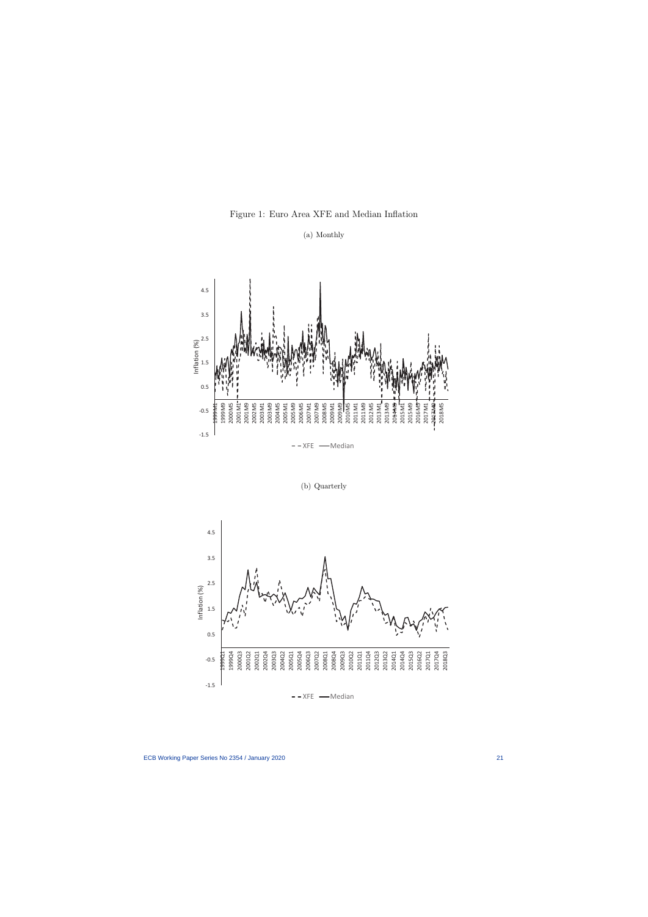Figure 1: Euro Area XFE and Median Inflation

(a) Monthly

(b) Quarterly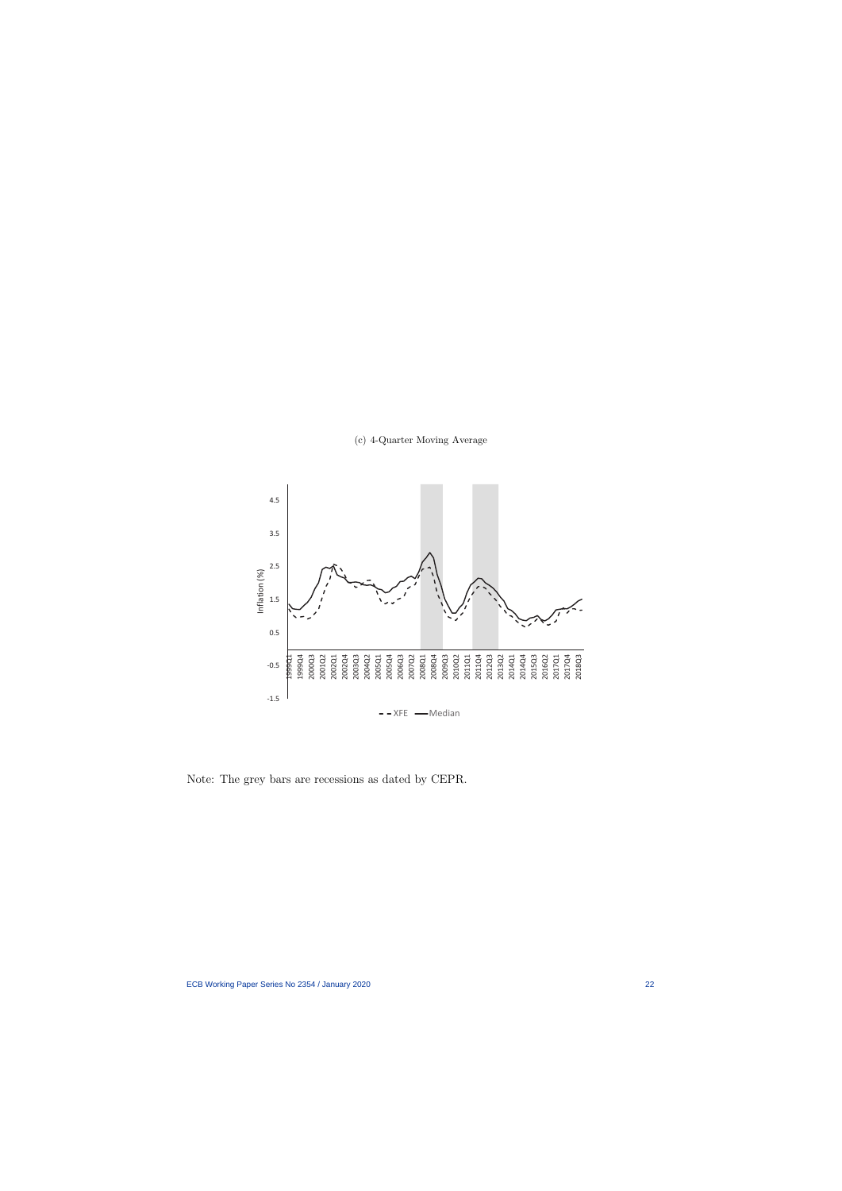(c) 4-Quarter Moving Average

Note: The grey bars are recessions as dated by CEPR.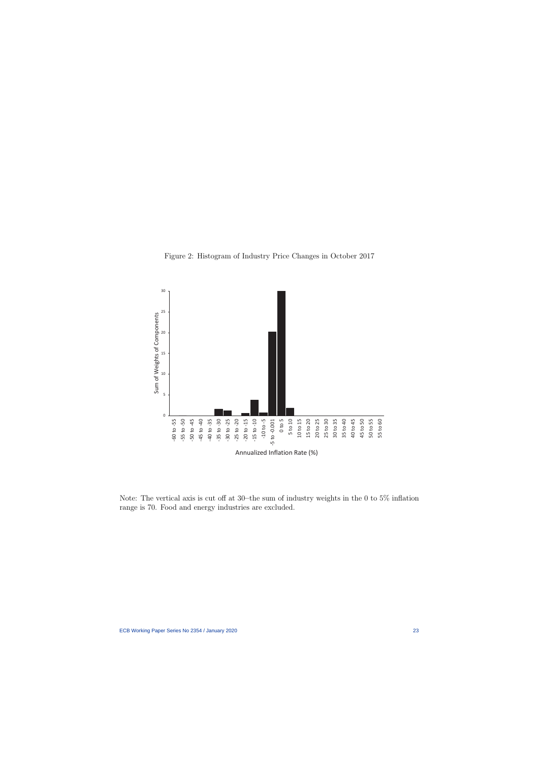Figure 2: Histogram of Industry Price Changes in October 2017

Note: The vertical axis is cut off at 30–the sum of industry weights in the 0 to 5% inflation range is 70. Food and energy industries are excluded.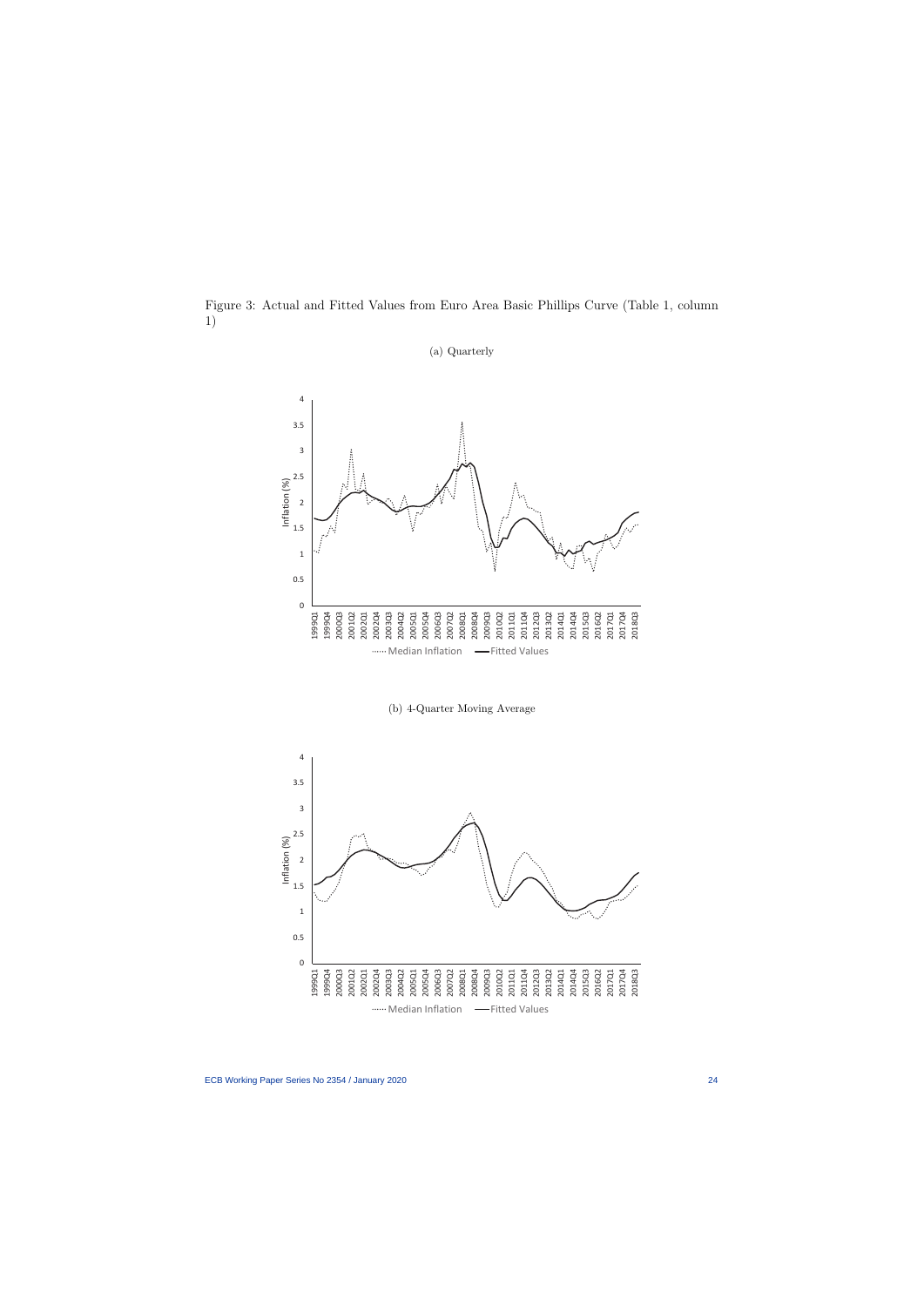Figure 3: Actual and Fitted Values from Euro Area Basic Phillips Curve (Table 1, column 1)

(a) Quarterly

(b) 4-Quarter Moving Average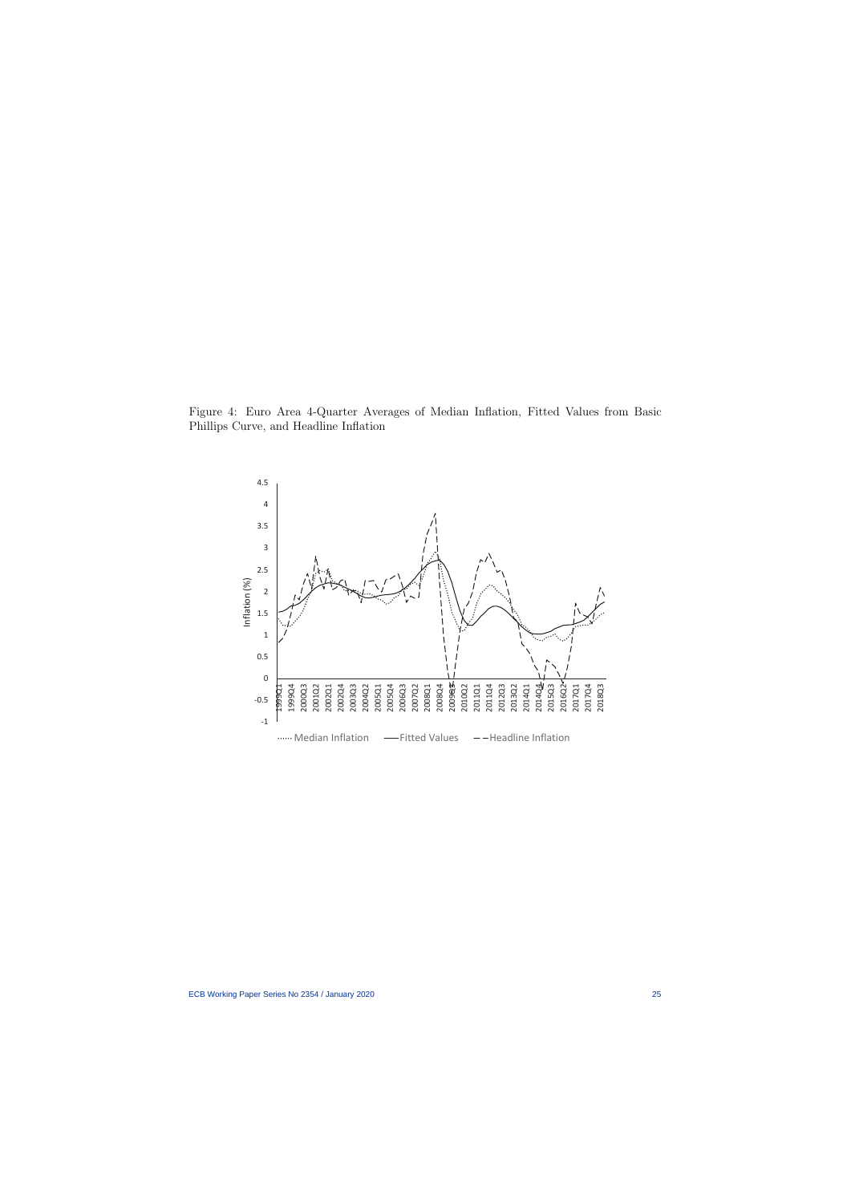Figure 4: Euro Area 4-Quarter Averages of Median Inflation, Fitted Values from Basic Phillips Curve, and Headline Inflation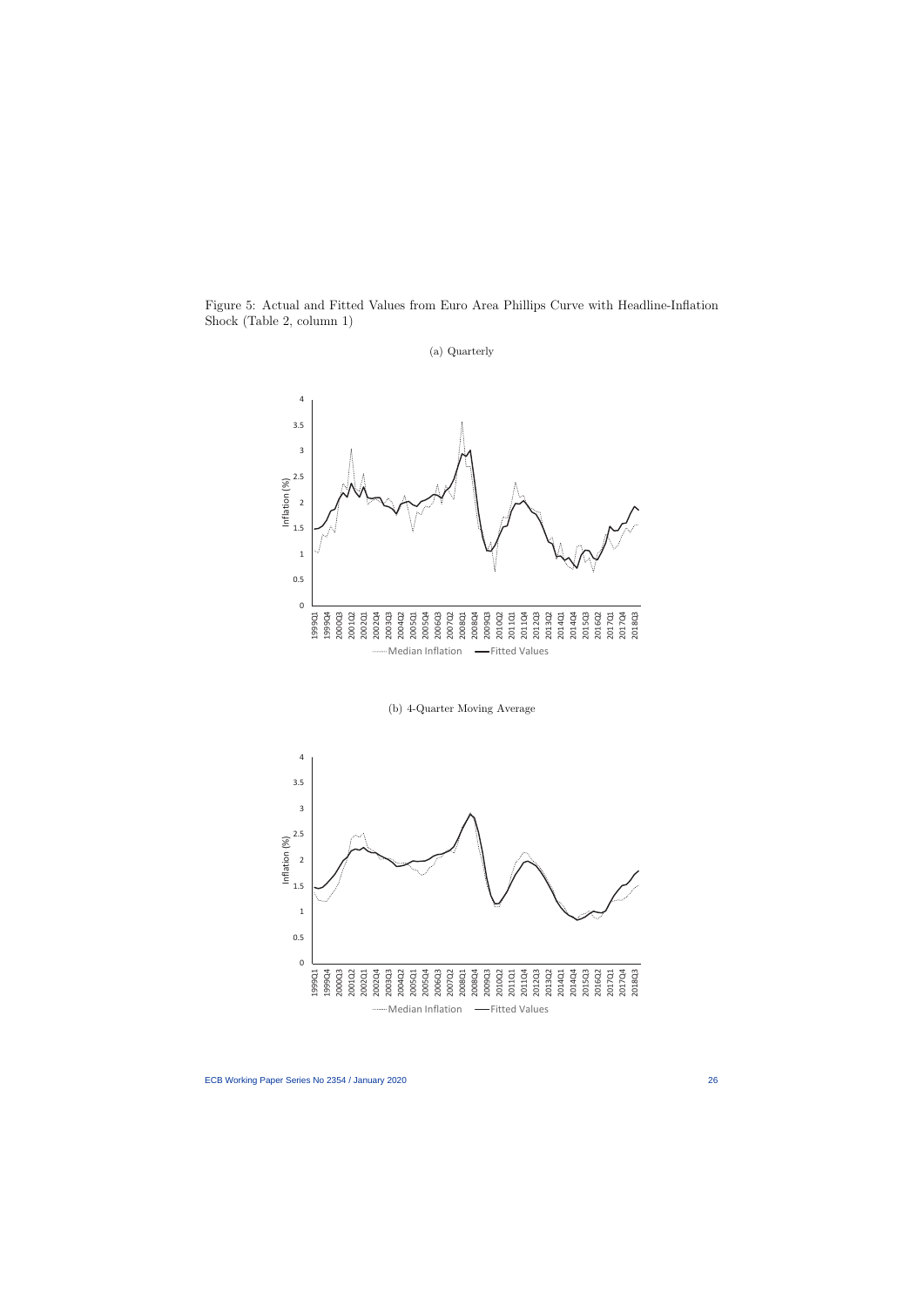Figure 5: Actual and Fitted Values from Euro Area Phillips Curve with Headline-Inflation Shock (Table 2, column 1)

(a) Quarterly

(b) 4-Quarter Moving Average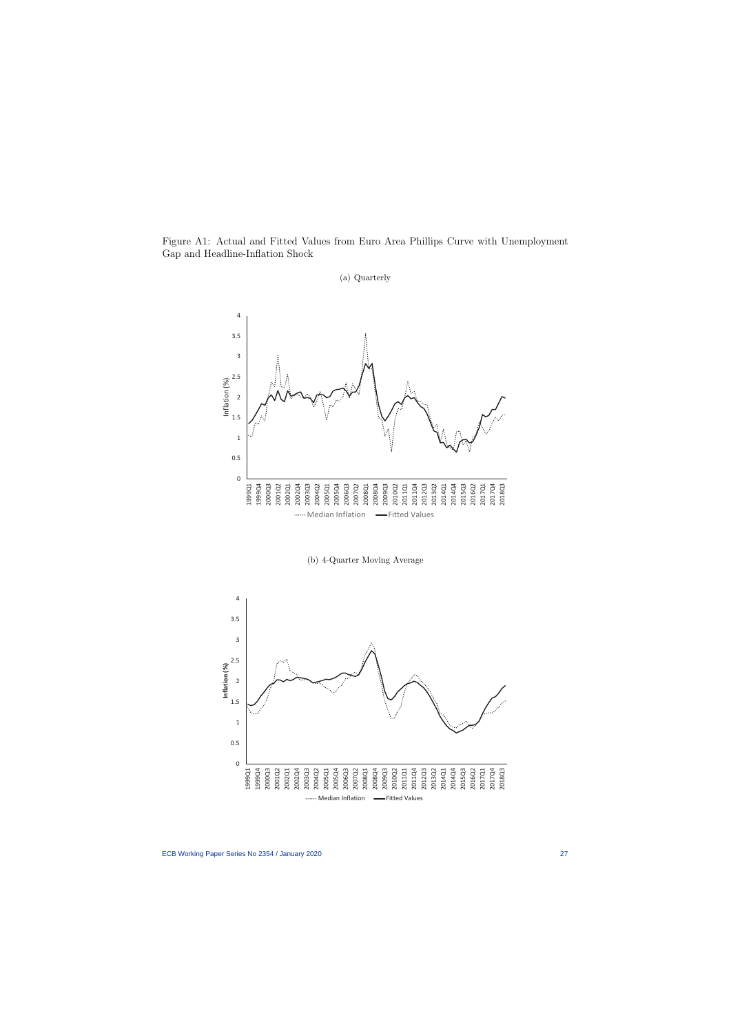Figure A1: Actual and Fitted Values from Euro Area Phillips Curve with Unemployment Gap and Headline-Inflation Shock

(a) Quarterly

(b) 4-Quarter Moving Average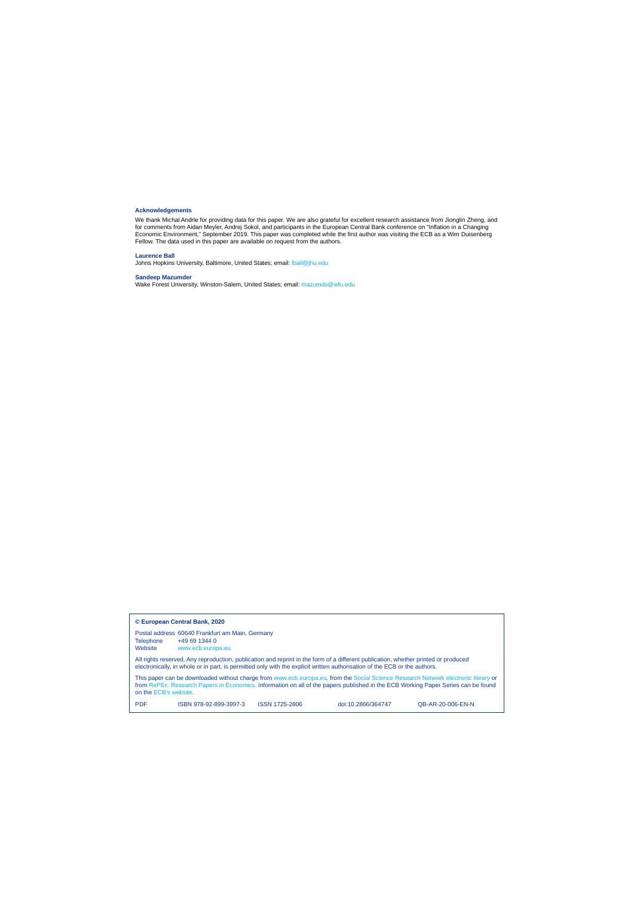**Acknowledgements**

We thank Michal Andrle for providing data for this paper. We are also grateful for excellent research assistance from Jionglin Zheng, and for comments from Aidan Meyler, Andrej Sokol, and participants in the European Central Bank conference on "Inflation in a Changing Economic Environment," September 2019. This paper was completed while the first author was visiting the ECB as a Wim Duisenberg Fellow. The data used in this paper are available on request from the authors.

**Laurence Ball**

Johns Hopkins University, Baltimore, United States; email: lball@jhu.edu

**Sandeep Mazumder**

Wake Forest University, Winston-Salem, United States; email: mazumds@wfu.edu

**© European Central Bank, 2020**

Postal address 60640 Frankfurt am Main, Germany
Telephone +49 69 1344 0
Website www.ecb.europa.eu

All rights reserved. Any reproduction, publication and reprint in the form of a different publication, whether printed or produced electronically, in whole or in part, is permitted only with the explicit written authorisation of the ECB or the authors.

This paper can be downloaded without charge from www.ecb.europa.eu, from the Social Science Research Network electronic library or from RePEc: Research Papers in Economics. Information on all of the papers published in the ECB Working Paper Series can be found on the ECB's website.

| | | | | |
|---|---|---|---|---|
| PDF | ISBN 978-92-899-3997-3 | ISSN 1725-2806 | doi:10.2866/364747 | QB-AR-20-006-EN-N |